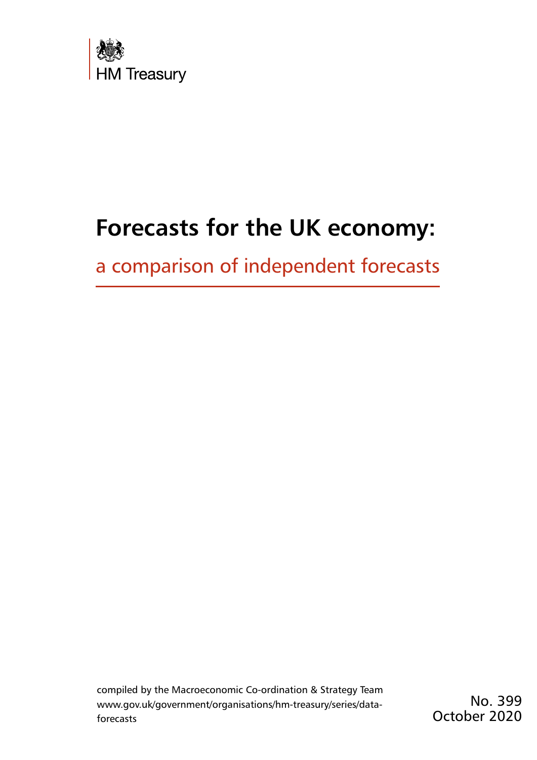HM Treasury

# Forecasts for the UK economy:

## a comparison of independent forecasts

compiled by the Macroeconomic Co-ordination & Strategy Team
www.gov.uk/government/organisations/hm-treasury/series/data-forecasts

No. 399
October 2020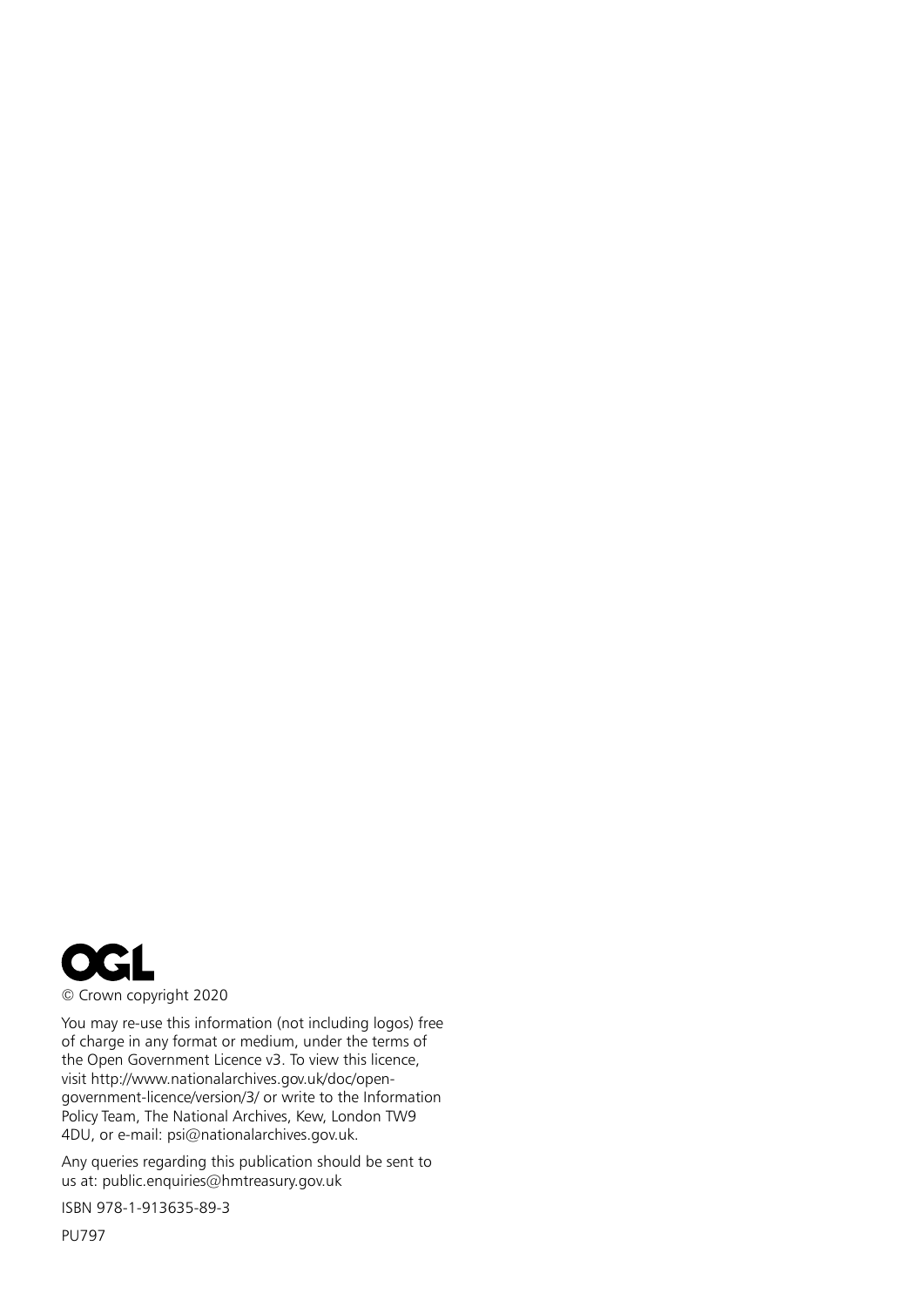OGL

© Crown copyright 2020

You may re-use this information (not including logos) free of charge in any format or medium, under the terms of the Open Government Licence v3. To view this licence, visit http://www.nationalarchives.gov.uk/doc/open-government-licence/version/3/ or write to the Information Policy Team, The National Archives, Kew, London TW9 4DU, or e-mail: psi@nationalarchives.gov.uk.

Any queries regarding this publication should be sent to us at: public.enquiries@hmtreasury.gov.uk

ISBN 978-1-913635-89-3

PU797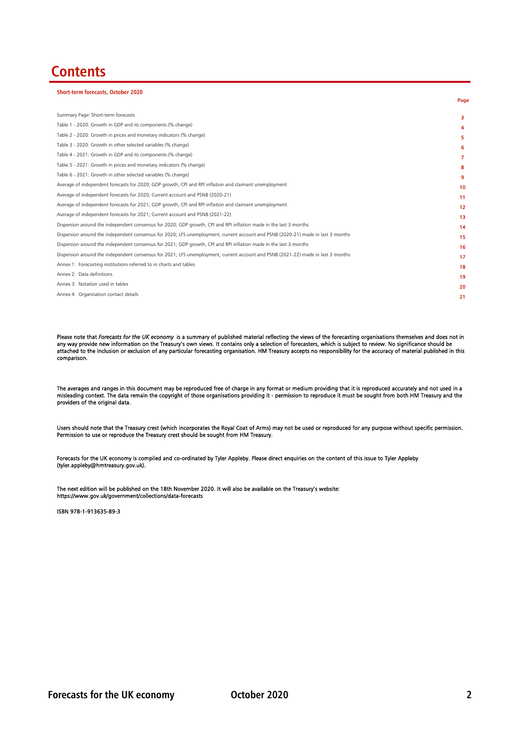# Contents

**Short-term forecasts, October 2020**

| | Page |
|---|---|
| Summary Page: Short-term forecasts | 3 |
| Table 1 - 2020: Growth in GDP and its components (% change) | 4 |
| Table 2 - 2020: Growth in prices and monetary indicators (% change) | 5 |
| Table 3 - 2020: Growth in other selected variables (% change) | 6 |
| Table 4 - 2021: Growth in GDP and its components (% change) | 7 |
| Table 5 - 2021: Growth in prices and monetary indicators (% change) | 8 |
| Table 6 - 2021: Growth in other selected variables (% change) | 9 |
| Average of independent forecasts for 2020; GDP growth, CPI and RPI inflation and claimant unemployment | 10 |
| Average of independent forecasts for 2020; Current account and PSNB (2020-21) | 11 |
| Average of independent forecasts for 2021; GDP growth, CPI and RPI inflation and claimant unemployment | 12 |
| Average of independent forecasts for 2021; Current account and PSNB (2021-22) | 13 |
| Dispersion around the independent consensus for 2020; GDP growth, CPI and RPI inflation made in the last 3 months | 14 |
| Dispersion around the independent consensus for 2020; LFS unemployment, current account and PSNB (2020-21) made in last 3 months | 15 |
| Dispersion around the independent consensus for 2021; GDP growth, CPI and RPI inflation made in the last 3 months | 16 |
| Dispersion around the independent consensus for 2021; LFS unemployment, current account and PSNB (2021-22) made in last 3 months | 17 |
| Annex 1: Forecasting institutions referred to in charts and tables | 18 |
| Annex 2: Data definitions | 19 |
| Annex 3: Notation used in tables | 20 |
| Annex 4: Organisation contact details | 21 |

Please note that *Forecasts for the UK economy* is a summary of published material reflecting the views of the forecasting organisations themselves and does not in any way provide new information on the Treasury's own views. It contains only a selection of forecasters, which is subject to review. No significance should be attached to the inclusion or exclusion of any particular forecasting organisation. HM Treasury accepts no responsibility for the accuracy of material published in this comparison.

The averages and ranges in this document may be reproduced free of charge in any format or medium providing that it is reproduced accurately and not used in a misleading context. The data remain the copyright of those organisations providing it - permission to reproduce it must be sought from both HM Treasury and the providers of the original data.

Users should note that the Treasury crest (which incorporates the Royal Coat of Arms) may not be used or reproduced for any purpose without specific permission. Permission to use or reproduce the Treasury crest should be sought from HM Treasury.

Forecasts for the UK economy is compiled and co-ordinated by Tyler Appleby. Please direct enquiries on the content of this issue to Tyler Appleby (tyler.appleby@hmtreasury.gov.uk).

The next edition will be published on the 18th November 2020. It will also be available on the Treasury's website:
https://www.gov.uk/government/collections/data-forecasts

ISBN 978-1-913635-89-3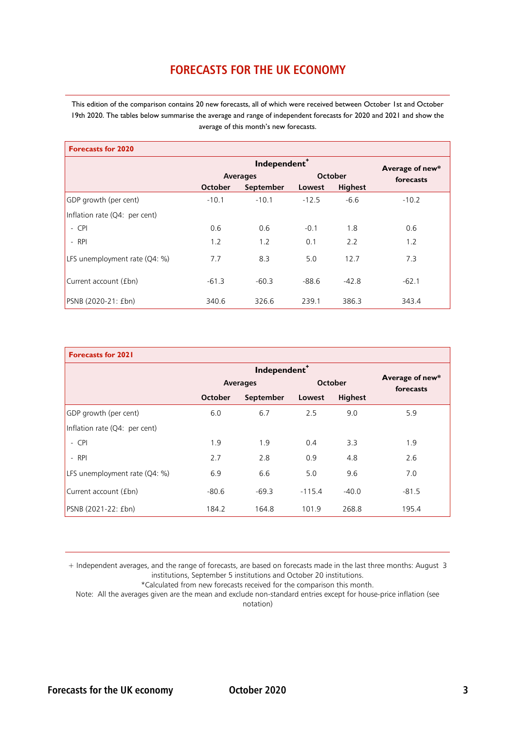# FORECASTS FOR THE UK ECONOMY

This edition of the comparison contains 20 new forecasts, all of which were received between October 1st and October 19th 2020. The tables below summarise the average and range of independent forecasts for 2020 and 2021 and show the average of this month's new forecasts.

| Forecasts for 2020 | Independent+ | | | | Average of new* forecasts |
|---|---|---|---|---|---|
| | Averages | | October | | |
| | October | September | Lowest | Highest | |
| GDP growth (per cent) | -10.1 | -10.1 | -12.5 | -6.6 | -10.2 |
| Inflation rate (Q4: per cent) | | | | | |
| - CPI | 0.6 | 0.6 | -0.1 | 1.8 | 0.6 |
| - RPI | 1.2 | 1.2 | 0.1 | 2.2 | 1.2 |
| LFS unemployment rate (Q4: %) | 7.7 | 8.3 | 5.0 | 12.7 | 7.3 |
| Current account (£bn) | -61.3 | -60.3 | -88.6 | -42.8 | -62.1 |
| PSNB (2020-21: £bn) | 340.6 | 326.6 | 239.1 | 386.3 | 343.4 |

| Forecasts for 2021 | Independent+ | | | | Average of new* forecasts |
|---|---|---|---|---|---|
| | Averages | | October | | |
| | October | September | Lowest | Highest | |
| GDP growth (per cent) | 6.0 | 6.7 | 2.5 | 9.0 | 5.9 |
| Inflation rate (Q4: per cent) | | | | | |
| - CPI | 1.9 | 1.9 | 0.4 | 3.3 | 1.9 |
| - RPI | 2.7 | 2.8 | 0.9 | 4.8 | 2.6 |
| LFS unemployment rate (Q4: %) | 6.9 | 6.6 | 5.0 | 9.6 | 7.0 |
| Current account (£bn) | -80.6 | -69.3 | -115.4 | -40.0 | -81.5 |
| PSNB (2021-22: £bn) | 184.2 | 164.8 | 101.9 | 268.8 | 195.4 |

+ Independent averages, and the range of forecasts, are based on forecasts made in the last three months: August 3 institutions, September 5 institutions and October 20 institutions.

*Calculated from new forecasts received for the comparison this month.

Note: All the averages given are the mean and exclude non-standard entries except for house-price inflation (see notation)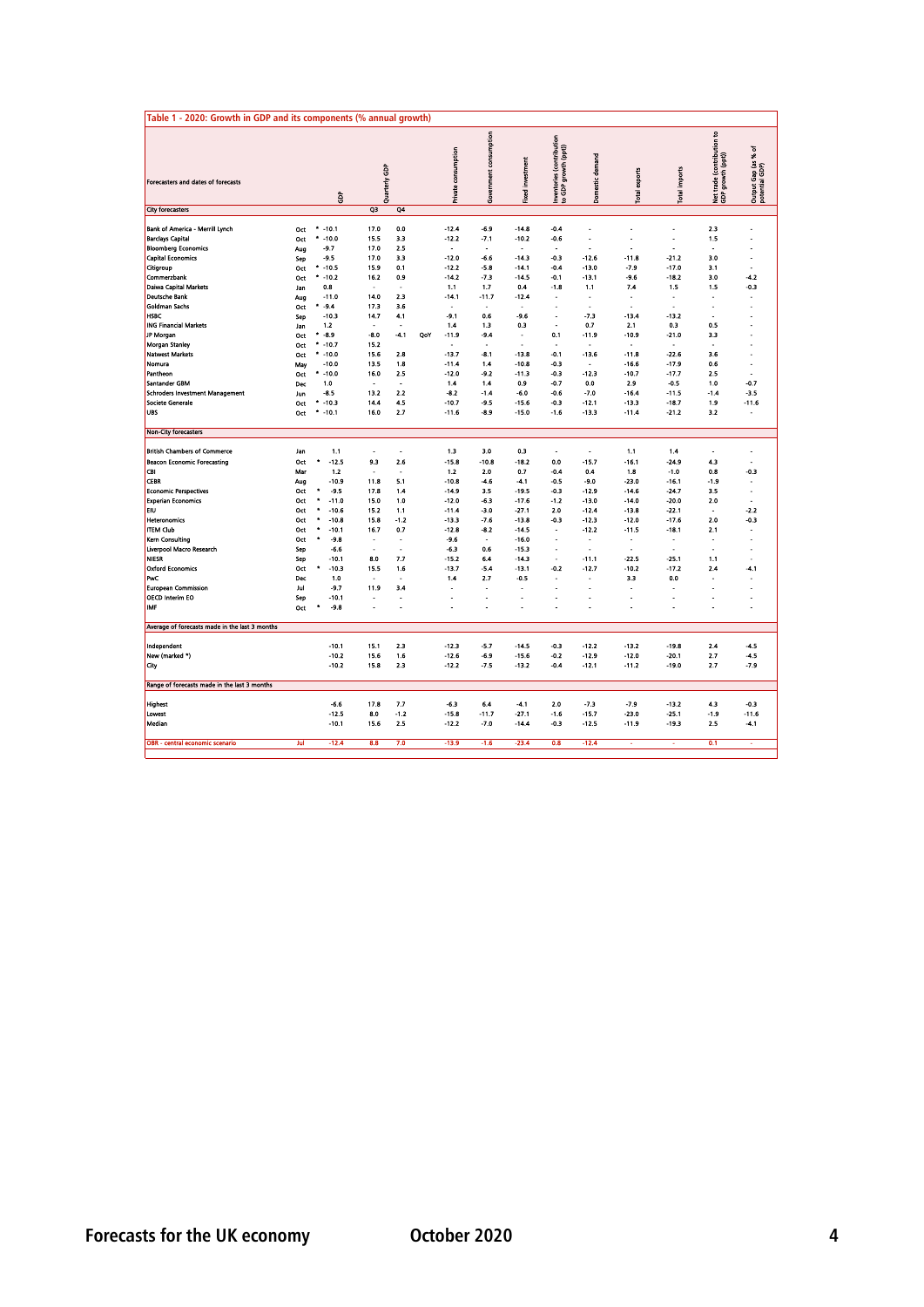**Table 1 - 2020: Growth in GDP and its components (% annual growth)**

| Forecasters and dates of forecasts | | | GDP | Quarterly GDP Q3 | Quarterly GDP Q4 | | Private consumption | Government consumption | Fixed investment | Inventories (contribution to GDP growth (ppt)) | Domestic demand | Total exports | Total imports | Net trade (contribution to GDP growth (ppt)) | Output Gap (as % of potential GDP) |
|---|---|---|---|---|---|---|---|---|---|---|---|---|---|---|---|
| **City forecasters** | | | | | | | | | | | | | | | |
| Bank of America - Merrill Lynch | Oct | * | -10.1 | 17.0 | 0.0 | | -12.4 | -6.9 | -14.8 | -0.4 | - | - | - | 2.3 | - |
| Barclays Capital | Oct | * | -10.0 | 15.5 | 3.3 | | -12.2 | -7.1 | -10.2 | -0.6 | - | - | - | 1.5 | - |
| Bloomberg Economics | Aug | | -9.7 | 17.0 | 2.5 | | - | - | - | - | - | - | - | - | - |
| Capital Economics | Sep | | -9.5 | 17.0 | 3.3 | | -12.0 | -6.6 | -14.3 | -0.3 | -12.6 | -11.8 | -21.2 | 3.0 | - |
| Citigroup | Oct | * | -10.5 | 15.9 | 0.1 | | -12.2 | -5.8 | -14.1 | -0.4 | -13.0 | -7.9 | -17.0 | 3.1 | - |
| Commerzbank | Oct | * | -10.2 | 16.2 | 0.9 | | -14.2 | -7.3 | -14.5 | -0.1 | -13.1 | -9.6 | -18.2 | 3.0 | -4.2 |
| Daiwa Capital Markets | Jan | | 0.8 | - | - | | 1.1 | 1.7 | 0.4 | -1.8 | 1.1 | 7.4 | 1.5 | 1.5 | -0.3 |
| Deutsche Bank | Aug | | -11.0 | 14.0 | 2.3 | | -14.1 | -11.7 | -12.4 | - | - | - | - | - | - |
| Goldman Sachs | Oct | * | -9.4 | 17.3 | 3.6 | | - | - | - | - | - | - | - | - | - |
| HSBC | Sep | | -10.3 | 14.7 | 4.1 | | -9.1 | 0.6 | -9.6 | - | -7.3 | -13.4 | -13.2 | - | - |
| ING Financial Markets | Jan | | 1.2 | - | - | | 1.4 | 1.3 | 0.3 | - | 0.7 | 2.1 | 0.3 | 0.5 | - |
| JP Morgan | Oct | * | -8.9 | -8.0 | -4.1 | QoY | -11.9 | -9.4 | - | 0.1 | -11.9 | -10.9 | -21.0 | 3.3 | - |
| Morgan Stanley | Oct | * | -10.7 | 15.2 | | | - | - | - | - | - | - | - | - | - |
| Natwest Markets | Oct | * | -10.0 | 15.6 | 2.8 | | -13.7 | -8.1 | -13.8 | -0.1 | -13.6 | -11.8 | -22.6 | 3.6 | - |
| Nomura | May | | -10.0 | 13.5 | 1.8 | | -11.4 | 1.4 | -10.8 | -0.3 | - | -16.6 | -17.9 | 0.6 | - |
| Pantheon | Oct | * | -10.0 | 16.0 | 2.5 | | -12.0 | -9.2 | -11.3 | -0.3 | -12.3 | -10.7 | -17.7 | 2.5 | - |
| Santander GBM | Dec | | 1.0 | - | - | | 1.4 | 1.4 | 0.9 | -0.7 | 0.0 | 2.9 | -0.5 | 1.0 | -0.7 |
| Schroders Investment Management | Jun | | -8.5 | 13.2 | 2.2 | | -8.2 | -1.4 | -6.0 | -0.6 | -7.0 | -16.4 | -11.5 | -1.4 | -3.5 |
| Societe Generale | Oct | * | -10.3 | 14.4 | 4.5 | | -10.7 | -9.5 | -15.6 | -0.3 | -12.1 | -13.3 | -18.7 | 1.9 | -11.6 |
| UBS | Oct | * | -10.1 | 16.0 | 2.7 | | -11.6 | -8.9 | -15.0 | -1.6 | -13.3 | -11.4 | -21.2 | 3.2 | - |
| **Non-City forecasters** | | | | | | | | | | | | | | | |
| British Chambers of Commerce | Jan | | 1.1 | - | - | | 1.3 | 3.0 | 0.3 | - | - | 1.1 | 1.4 | - | - |
| Beacon Economic Forecasting | Oct | * | -12.5 | 9.3 | 2.6 | | -15.8 | -10.8 | -18.2 | 0.0 | -15.7 | -16.1 | -24.9 | 4.3 | - |
| CBI | Mar | | 1.2 | - | - | | 1.2 | 2.0 | 0.7 | -0.4 | 0.4 | 1.8 | -1.0 | 0.8 | -0.3 |
| CEBR | Aug | | -10.9 | 11.8 | 5.1 | | -10.8 | -4.6 | -4.1 | -0.5 | -9.0 | -23.0 | -16.1 | -1.9 | - |
| Economic Perspectives | Oct | * | -9.5 | 17.8 | 1.4 | | -14.9 | 3.5 | -19.5 | -0.3 | -12.9 | -14.6 | -24.7 | 3.5 | - |
| Experian Economics | Oct | * | -11.0 | 15.0 | 1.0 | | -12.0 | -6.3 | -17.6 | -1.2 | -13.0 | -14.0 | -20.0 | 2.0 | - |
| EIU | Oct | * | -10.6 | 15.2 | 1.1 | | -11.4 | -3.0 | -27.1 | 2.0 | -12.4 | -13.8 | -22.1 | - | -2.2 |
| Heteronomics | Oct | * | -10.8 | 15.8 | -1.2 | | -13.3 | -7.6 | -13.8 | -0.3 | -12.3 | -12.0 | -17.6 | 2.0 | -0.3 |
| ITEM Club | Oct | * | -10.1 | 16.7 | 0.7 | | -12.8 | -8.2 | -14.5 | - | -12.2 | -11.5 | -18.1 | 2.1 | - |
| Kern Consulting | Oct | * | -9.8 | - | - | | -9.6 | - | -16.0 | - | - | - | - | - | - |
| Liverpool Macro Research | Sep | | -6.6 | - | - | | -6.3 | 0.6 | -15.3 | - | - | - | - | - | - |
| NIESR | Sep | | -10.1 | 8.0 | 7.7 | | -15.2 | 6.4 | -14.3 | - | -11.1 | -22.5 | -25.1 | 1.1 | - |
| Oxford Economics | Oct | * | -10.3 | 15.5 | 1.6 | | -13.7 | -5.4 | -13.1 | -0.2 | -12.7 | -10.2 | -17.2 | 2.4 | -4.1 |
| PwC | Dec | | 1.0 | - | - | | 1.4 | 2.7 | -0.5 | - | - | 3.3 | 0.0 | - | - |
| European Commission | Jul | | -9.7 | 11.9 | 3.4 | | - | - | - | - | - | - | - | - | - |
| OECD Interim EO | Sep | | -10.1 | - | - | | - | - | - | - | - | - | - | - | - |
| IMF | Oct | * | -9.8 | - | - | | - | - | - | - | - | - | - | - | - |
| **Average of forecasts made in the last 3 months** | | | | | | | | | | | | | | | |
| Independent | | | -10.1 | 15.1 | 2.3 | | -12.3 | -5.7 | -14.5 | -0.3 | -12.2 | -13.2 | -19.8 | 2.4 | -4.5 |
| New (marked *) | | | -10.2 | 15.6 | 1.6 | | -12.6 | -6.9 | -15.6 | -0.2 | -12.9 | -12.0 | -20.1 | 2.7 | -4.5 |
| City | | | -10.2 | 15.8 | 2.3 | | -12.2 | -7.5 | -13.2 | -0.4 | -12.1 | -11.2 | -19.0 | 2.7 | -7.9 |
| **Range of forecasts made in the last 3 months** | | | | | | | | | | | | | | | |
| Highest | | | -6.6 | 17.8 | 7.7 | | -6.3 | 6.4 | -4.1 | 2.0 | -7.3 | -7.9 | -13.2 | 4.3 | -0.3 |
| Lowest | | | -12.5 | 8.0 | -1.2 | | -15.8 | -11.7 | -27.1 | -1.6 | -15.7 | -23.0 | -25.1 | -1.9 | -11.6 |
| Median | | | -10.1 | 15.6 | 2.5 | | -12.2 | -7.0 | -14.4 | -0.3 | -12.5 | -11.9 | -19.3 | 2.5 | -4.1 |
| **OBR - central economic scenario** | Jul | | -12.4 | 8.8 | 7.0 | | -13.9 | -1.6 | -23.4 | 0.8 | -12.4 | - | - | 0.1 | - |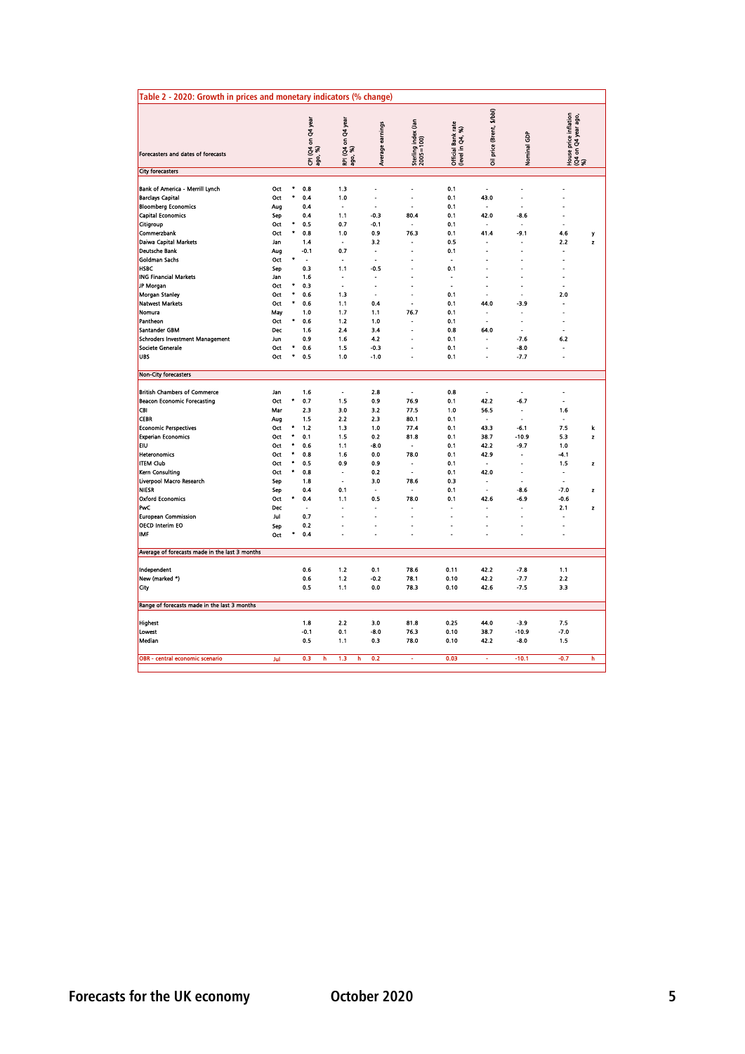## Table 2 - 2020: Growth in prices and monetary indicators (% change)

| Forecasters and dates of forecasts | | | CPI (Q4 on Q4 year ago, %) | | RPI (Q4 on Q4 year ago, %) | | Average earnings | Sterling index (Jan 2005=100) | Official Bank rate (level in Q4, %) | Oil price (Brent, $/bbl) | Nominal GDP | House price inflation (Q4 on Q4 year ago, %) | |
|---|---|---|---|---|---|---|---|---|---|---|---|---|---|
| **City forecasters** | | | | | | | | | | | | | |
| Bank of America - Merrill Lynch | Oct | * | 0.8 | | 1.3 | | - | - | 0.1 | - | - | - | |
| Barclays Capital | Oct | * | 0.4 | | 1.0 | | - | - | 0.1 | 43.0 | - | - | |
| Bloomberg Economics | Aug | | 0.4 | | - | | - | - | 0.1 | - | - | - | |
| Capital Economics | Sep | | 0.4 | | 1.1 | | -0.3 | 80.4 | 0.1 | 42.0 | -8.6 | - | |
| Citigroup | Oct | * | 0.5 | | 0.7 | | -0.1 | - | 0.1 | - | - | - | |
| Commerzbank | Oct | * | 0.8 | | 1.0 | | 0.9 | 76.3 | 0.1 | 41.4 | -9.1 | 4.6 | y |
| Daiwa Capital Markets | Jan | | 1.4 | | - | | 3.2 | - | 0.5 | - | - | 2.2 | z |
| Deutsche Bank | Aug | | -0.1 | | 0.7 | | - | - | 0.1 | - | - | - | |
| Goldman Sachs | Oct | * | - | | - | | - | - | - | - | - | - | |
| HSBC | Sep | | 0.3 | | 1.1 | | -0.5 | - | 0.1 | - | - | - | |
| ING Financial Markets | Jan | | 1.6 | | - | | - | - | - | - | - | - | |
| JP Morgan | Oct | * | 0.3 | | - | | - | - | - | - | - | - | |
| Morgan Stanley | Oct | * | 0.6 | | 1.3 | | - | - | 0.1 | - | - | 2.0 | |
| Natwest Markets | Oct | * | 0.6 | | 1.1 | | 0.4 | - | 0.1 | 44.0 | -3.9 | - | |
| Nomura | May | | 1.0 | | 1.7 | | 1.1 | 76.7 | 0.1 | - | - | - | |
| Pantheon | Oct | * | 0.6 | | 1.2 | | 1.0 | - | 0.1 | - | - | - | |
| Santander GBM | Dec | | 1.6 | | 2.4 | | 3.4 | - | 0.8 | 64.0 | - | - | |
| Schroders Investment Management | Jun | | 0.9 | | 1.6 | | 4.2 | - | 0.1 | - | -7.6 | 6.2 | |
| Societe Generale | Oct | * | 0.6 | | 1.5 | | -0.3 | - | 0.1 | - | -8.0 | - | |
| UBS | Oct | * | 0.5 | | 1.0 | | -1.0 | - | 0.1 | - | -7.7 | - | |
| **Non-City forecasters** | | | | | | | | | | | | | |
| British Chambers of Commerce | Jan | | 1.6 | | - | | 2.8 | - | 0.8 | - | - | - | |
| Beacon Economic Forecasting | Oct | * | 0.7 | | 1.5 | | 0.9 | 76.9 | 0.1 | 42.2 | -6.7 | - | |
| CBI | Mar | | 2.3 | | 3.0 | | 3.2 | 77.5 | 1.0 | 56.5 | - | 1.6 | |
| CEBR | Aug | | 1.5 | | 2.2 | | 2.3 | 80.1 | 0.1 | - | - | - | |
| Economic Perspectives | Oct | * | 1.2 | | 1.3 | | 1.0 | 77.4 | 0.1 | 43.3 | -6.1 | 7.5 | k |
| Experian Economics | Oct | * | 0.1 | | 1.5 | | 0.2 | 81.8 | 0.1 | 38.7 | -10.9 | 5.3 | z |
| EIU | Oct | * | 0.6 | | 1.1 | | -8.0 | - | 0.1 | 42.2 | -9.7 | 1.0 | |
| Heteronomics | Oct | * | 0.8 | | 1.6 | | 0.0 | 78.0 | 0.1 | 42.9 | - | -4.1 | |
| ITEM Club | Oct | * | 0.5 | | 0.9 | | 0.9 | - | 0.1 | - | - | 1.5 | z |
| Kern Consulting | Oct | * | 0.8 | | - | | 0.2 | - | 0.1 | 42.0 | - | - | |
| Liverpool Macro Research | Sep | | 1.8 | | - | | 3.0 | 78.6 | 0.3 | - | - | - | |
| NIESR | Sep | | 0.4 | | 0.1 | | - | - | 0.1 | - | -8.6 | -7.0 | z |
| Oxford Economics | Oct | * | 0.4 | | 1.1 | | 0.5 | 78.0 | 0.1 | 42.6 | -6.9 | -0.6 | |
| PwC | Dec | | - | | - | | - | - | - | - | - | 2.1 | z |
| European Commission | Jul | | 0.7 | | - | | - | - | - | - | - | - | |
| OECD Interim EO | Sep | | 0.2 | | - | | - | - | - | - | - | - | |
| IMF | Oct | * | 0.4 | | - | | - | - | - | - | - | - | |
| **Average of forecasts made in the last 3 months** | | | | | | | | | | | | | |
| Independent | | | 0.6 | | 1.2 | | 0.1 | 78.6 | 0.11 | 42.2 | -7.8 | 1.1 | |
| New (marked *) | | | 0.6 | | 1.2 | | -0.2 | 78.1 | 0.10 | 42.2 | -7.7 | 2.2 | |
| City | | | 0.5 | | 1.1 | | 0.0 | 78.3 | 0.10 | 42.6 | -7.5 | 3.3 | |
| **Range of forecasts made in the last 3 months** | | | | | | | | | | | | | |
| Highest | | | 1.8 | | 2.2 | | 3.0 | 81.8 | 0.25 | 44.0 | -3.9 | 7.5 | |
| Lowest | | | -0.1 | | 0.1 | | -8.0 | 76.3 | 0.10 | 38.7 | -10.9 | -7.0 | |
| Median | | | 0.5 | | 1.1 | | 0.3 | 78.0 | 0.10 | 42.2 | -8.0 | 1.5 | |
| OBR - central economic scenario | Jul | | 0.3 | h | 1.3 | h | 0.2 | - | 0.03 | - | -10.1 | -0.7 | h |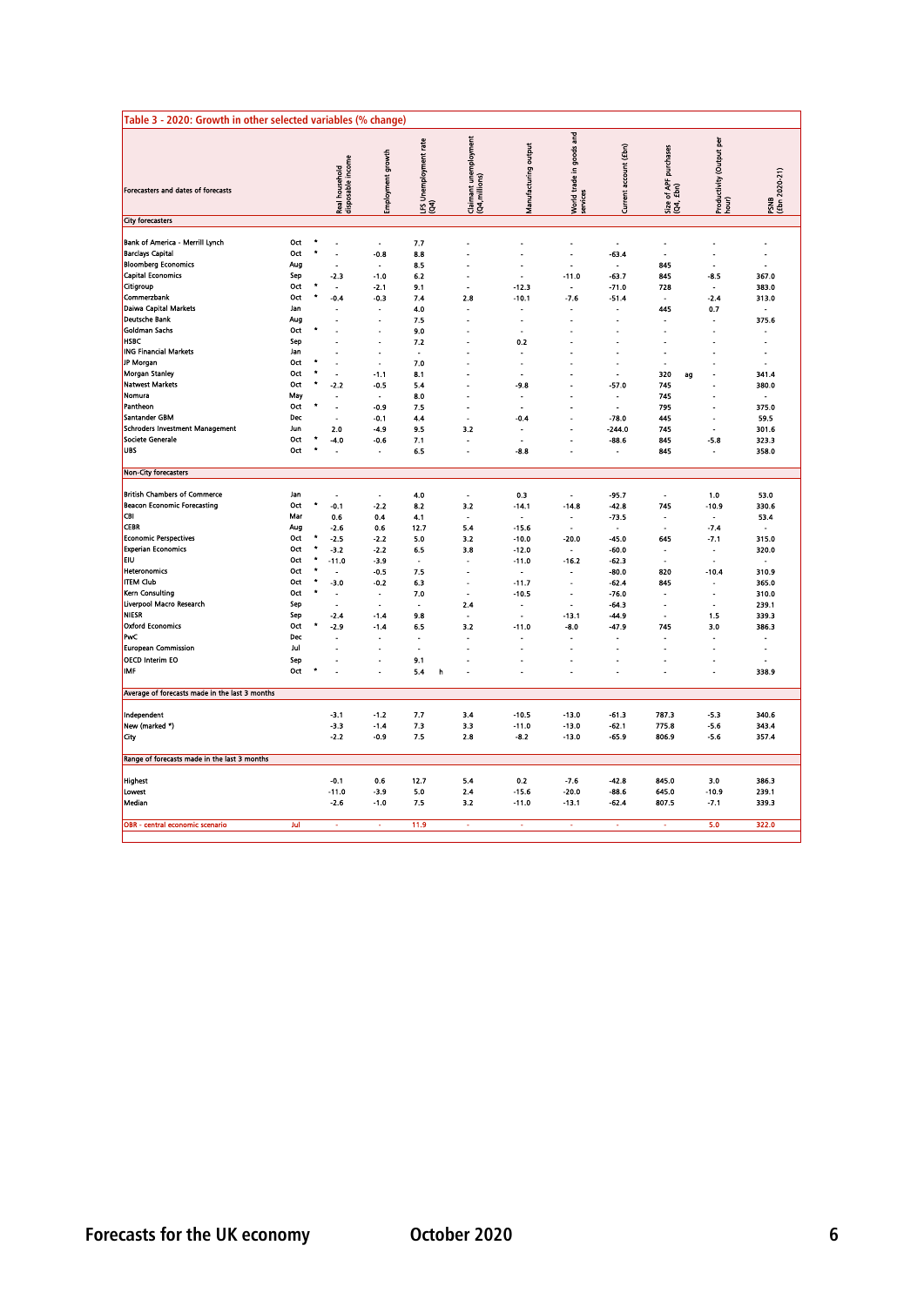## Table 3 - 2020: Growth in other selected variables (% change)

| Forecasters and dates of forecasts | | | Real household disposable income | Employment growth | LFS Unemployment rate (Q4) | Claimant unemployment (Q4,millions) | Manufacturing output | World trade in goods and services | Current account (£bn) | Size of APF purchases (Q4, £bn) | Productivity (Output per hour) | PSNB (£bn 2020-21) |
|---|---|---|---|---|---|---|---|---|---|---|---|---|
| **City forecasters** | | | | | | | | | | | | |
| Bank of America - Merrill Lynch | Oct | * | - | - | 7.7 | - | - | - | - | - | - | - |
| Barclays Capital | Oct | * | - | -0.8 | 8.8 | - | - | - | -63.4 | - | - | - |
| Bloomberg Economics | Aug | | - | - | 8.5 | - | - | - | - | 845 | - | - |
| Capital Economics | Sep | | -2.3 | -1.0 | 6.2 | - | - | -11.0 | -63.7 | 845 | -8.5 | 367.0 |
| Citigroup | Oct | * | - | -2.1 | 9.1 | - | -12.3 | - | -71.0 | 728 | - | 383.0 |
| Commerzbank | Oct | * | -0.4 | -0.3 | 7.4 | 2.8 | -10.1 | -7.6 | -51.4 | - | -2.4 | 313.0 |
| Daiwa Capital Markets | Jan | | - | - | 4.0 | - | - | - | - | 445 | 0.7 | - |
| Deutsche Bank | Aug | | - | - | 7.5 | - | - | - | - | - | - | 375.6 |
| Goldman Sachs | Oct | * | - | - | 9.0 | - | - | - | - | - | - | - |
| HSBC | Sep | | - | - | 7.2 | - | 0.2 | - | - | - | - | - |
| ING Financial Markets | Jan | | - | - | - | - | - | - | - | - | - | - |
| JP Morgan | Oct | * | - | - | 7.0 | - | - | - | - | - | - | - |
| Morgan Stanley | Oct | * | - | -1.1 | 8.1 | - | - | - | - | 320 ag | - | 341.4 |
| Natwest Markets | Oct | * | -2.2 | -0.5 | 5.4 | - | -9.8 | - | -57.0 | 745 | - | 380.0 |
| Nomura | May | | - | - | 8.0 | - | - | - | - | 745 | - | - |
| Pantheon | Oct | * | - | -0.9 | 7.5 | - | - | - | - | 795 | - | 375.0 |
| Santander GBM | Dec | | - | -0.1 | 4.4 | - | -0.4 | - | -78.0 | 445 | - | 59.5 |
| Schroders Investment Management | Jun | | 2.0 | -4.9 | 9.5 | 3.2 | - | - | -244.0 | 745 | - | 301.6 |
| Societe Generale | Oct | * | -4.0 | -0.6 | 7.1 | - | - | - | -88.6 | 845 | -5.8 | 323.3 |
| UBS | Oct | * | - | - | 6.5 | - | -8.8 | - | - | 845 | - | 358.0 |
| **Non-City forecasters** | | | | | | | | | | | | |
| British Chambers of Commerce | Jan | | - | - | 4.0 | - | 0.3 | - | -95.7 | - | 1.0 | 53.0 |
| Beacon Economic Forecasting | Oct | * | -0.1 | -2.2 | 8.2 | 3.2 | -14.1 | -14.8 | -42.8 | 745 | -10.9 | 330.6 |
| CBI | Mar | | 0.6 | 0.4 | 4.1 | - | - | - | -73.5 | - | - | 53.4 |
| CEBR | Aug | | -2.6 | 0.6 | 12.7 | 5.4 | -15.6 | - | - | - | -7.4 | - |
| Economic Perspectives | Oct | * | -2.5 | -2.2 | 5.0 | 3.2 | -10.0 | -20.0 | -45.0 | 645 | -7.1 | 315.0 |
| Experian Economics | Oct | * | -3.2 | -2.2 | 6.5 | 3.8 | -12.0 | - | -60.0 | - | - | 320.0 |
| EIU | Oct | * | -11.0 | -3.9 | - | - | -11.0 | -16.2 | -62.3 | - | - | - |
| Heteronomics | Oct | * | - | -0.5 | 7.5 | - | - | - | -80.0 | 820 | -10.4 | 310.9 |
| ITEM Club | Oct | * | -3.0 | -0.2 | 6.3 | - | -11.7 | - | -62.4 | 845 | - | 365.0 |
| Kern Consulting | Oct | * | - | - | 7.0 | - | -10.5 | - | -76.0 | - | - | 310.0 |
| Liverpool Macro Research | Sep | | - | - | - | 2.4 | - | - | -64.3 | - | - | 239.1 |
| NIESR | Sep | | -2.4 | -1.4 | 9.8 | - | - | -13.1 | -44.9 | - | 1.5 | 339.3 |
| Oxford Economics | Oct | * | -2.9 | -1.4 | 6.5 | 3.2 | -11.0 | -8.0 | -47.9 | 745 | 3.0 | 386.3 |
| PwC | Dec | | - | - | - | - | - | - | - | - | - | - |
| European Commission | Jul | | - | - | - | - | - | - | - | - | - | - |
| OECD Interim EO | Sep | | - | - | 9.1 | - | - | - | - | - | - | - |
| IMF | Oct | * | - | - | 5.4 h | - | - | - | - | - | - | 338.9 |
| **Average of forecasts made in the last 3 months** | | | | | | | | | | | | |
| Independent | | | -3.1 | -1.2 | 7.7 | 3.4 | -10.5 | -13.0 | -61.3 | 787.3 | -5.3 | 340.6 |
| New (marked *) | | | -3.3 | -1.4 | 7.3 | 3.3 | -11.0 | -13.0 | -62.1 | 775.8 | -5.6 | 343.4 |
| City | | | -2.2 | -0.9 | 7.5 | 2.8 | -8.2 | -13.0 | -65.9 | 806.9 | -5.6 | 357.4 |
| **Range of forecasts made in the last 3 months** | | | | | | | | | | | | |
| Highest | | | -0.1 | 0.6 | 12.7 | 5.4 | 0.2 | -7.6 | -42.8 | 845.0 | 3.0 | 386.3 |
| Lowest | | | -11.0 | -3.9 | 5.0 | 2.4 | -15.6 | -20.0 | -88.6 | 645.0 | -10.9 | 239.1 |
| Median | | | -2.6 | -1.0 | 7.5 | 3.2 | -11.0 | -13.1 | -62.4 | 807.5 | -7.1 | 339.3 |
| OBR - central economic scenario | Jul | | - | - | 11.9 | - | - | - | - | - | 5.0 | 322.0 |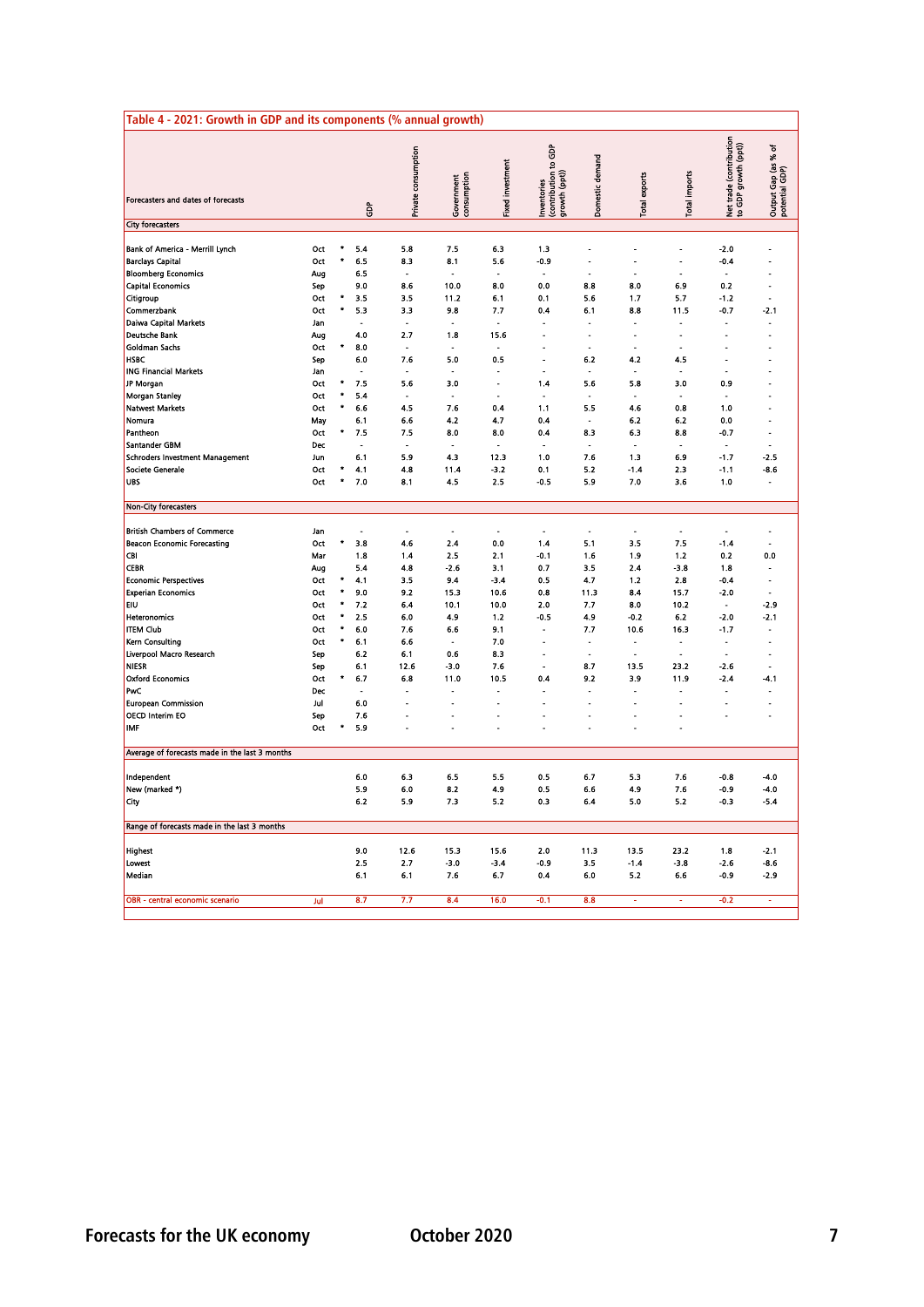## Table 4 - 2021: Growth in GDP and its components (% annual growth)

| Forecasters and dates of forecasts | | | GDP | Private consumption | Government consumption | Fixed investment | Inventories (contribution to GDP growth (ppt)) | Domestic demand | Total exports | Total imports | Net trade (contribution to GDP growth (ppt)) | Output Gap (as % of potential GDP) |
|---|---|---|---|---|---|---|---|---|---|---|---|---|
| **City forecasters** | | | | | | | | | | | | |
| Bank of America - Merrill Lynch | Oct | * | 5.4 | 5.8 | 7.5 | 6.3 | 1.3 | - | - | - | -2.0 | - |
| Barclays Capital | Oct | * | 6.5 | 8.3 | 8.1 | 5.6 | -0.9 | - | - | - | -0.4 | - |
| Bloomberg Economics | Aug | | 6.5 | - | - | - | - | - | - | - | - | - |
| Capital Economics | Sep | | 9.0 | 8.6 | 10.0 | 8.0 | 0.0 | 8.8 | 8.0 | 6.9 | 0.2 | - |
| Citigroup | Oct | * | 3.5 | 3.5 | 11.2 | 6.1 | 0.1 | 5.6 | 1.7 | 5.7 | -1.2 | - |
| Commerzbank | Oct | * | 5.3 | 3.3 | 9.8 | 7.7 | 0.4 | 6.1 | 8.8 | 11.5 | -0.7 | -2.1 |
| Daiwa Capital Markets | Jan | | - | - | - | - | - | - | - | - | - | - |
| Deutsche Bank | Aug | | 4.0 | 2.7 | 1.8 | 15.6 | - | - | - | - | - | - |
| Goldman Sachs | Oct | * | 8.0 | - | - | - | - | - | - | - | - | - |
| HSBC | Sep | | 6.0 | 7.6 | 5.0 | 0.5 | - | 6.2 | 4.2 | 4.5 | - | - |
| ING Financial Markets | Jan | | - | - | - | - | - | - | - | - | - | - |
| JP Morgan | Oct | * | 7.5 | 5.6 | 3.0 | - | 1.4 | 5.6 | 5.8 | 3.0 | 0.9 | - |
| Morgan Stanley | Oct | * | 5.4 | - | - | - | - | - | - | - | - | - |
| Natwest Markets | Oct | * | 6.6 | 4.5 | 7.6 | 0.4 | 1.1 | 5.5 | 4.6 | 0.8 | 1.0 | - |
| Nomura | May | | 6.1 | 6.6 | 4.2 | 4.7 | 0.4 | - | 6.2 | 6.2 | 0.0 | - |
| Pantheon | Oct | * | 7.5 | 7.5 | 8.0 | 8.0 | 0.4 | 8.3 | 6.3 | 8.8 | -0.7 | - |
| Santander GBM | Dec | | - | - | - | - | - | - | - | - | - | - |
| Schroders Investment Management | Jun | | 6.1 | 5.9 | 4.3 | 12.3 | 1.0 | 7.6 | 1.3 | 6.9 | -1.7 | -2.5 |
| Societe Generale | Oct | * | 4.1 | 4.8 | 11.4 | -3.2 | 0.1 | 5.2 | -1.4 | 2.3 | -1.1 | -8.6 |
| UBS | Oct | * | 7.0 | 8.1 | 4.5 | 2.5 | -0.5 | 5.9 | 7.0 | 3.6 | 1.0 | - |
| **Non-City forecasters** | | | | | | | | | | | | |
| British Chambers of Commerce | Jan | | - | - | - | - | - | - | - | - | - | - |
| Beacon Economic Forecasting | Oct | * | 3.8 | 4.6 | 2.4 | 0.0 | 1.4 | 5.1 | 3.5 | 7.5 | -1.4 | - |
| CBI | Mar | | 1.8 | 1.4 | 2.5 | 2.1 | -0.1 | 1.6 | 1.9 | 1.2 | 0.2 | 0.0 |
| CEBR | Aug | | 5.4 | 4.8 | -2.6 | 3.1 | 0.7 | 3.5 | 2.4 | -3.8 | 1.8 | - |
| Economic Perspectives | Oct | * | 4.1 | 3.5 | 9.4 | -3.4 | 0.5 | 4.7 | 1.2 | 2.8 | -0.4 | - |
| Experian Economics | Oct | * | 9.0 | 9.2 | 15.3 | 10.6 | 0.8 | 11.3 | 8.4 | 15.7 | -2.0 | - |
| EIU | Oct | * | 7.2 | 6.4 | 10.1 | 10.0 | 2.0 | 7.7 | 8.0 | 10.2 | - | -2.9 |
| Heteronomics | Oct | * | 2.5 | 6.0 | 4.9 | 1.2 | -0.5 | 4.9 | -0.2 | 6.2 | -2.0 | -2.1 |
| ITEM Club | Oct | * | 6.0 | 7.6 | 6.6 | 9.1 | - | 7.7 | 10.6 | 16.3 | -1.7 | - |
| Kern Consulting | Oct | * | 6.1 | 6.6 | - | 7.0 | - | - | - | - | - | - |
| Liverpool Macro Research | Sep | | 6.2 | 6.1 | 0.6 | 8.3 | - | - | - | - | - | - |
| NIESR | Sep | | 6.1 | 12.6 | -3.0 | 7.6 | - | 8.7 | 13.5 | 23.2 | -2.6 | - |
| Oxford Economics | Oct | * | 6.7 | 6.8 | 11.0 | 10.5 | 0.4 | 9.2 | 3.9 | 11.9 | -2.4 | -4.1 |
| PwC | Dec | | - | - | - | - | - | - | - | - | - | - |
| European Commission | Jul | | 6.0 | - | - | - | - | - | - | - | - | - |
| OECD Interim EO | Sep | | 7.6 | - | - | - | - | - | - | - | - | - |
| IMF | Oct | * | 5.9 | - | - | - | - | - | - | - | | |
| **Average of forecasts made in the last 3 months** | | | | | | | | | | | | |
| Independent | | | 6.0 | 6.3 | 6.5 | 5.5 | 0.5 | 6.7 | 5.3 | 7.6 | -0.8 | -4.0 |
| New (marked *) | | | 5.9 | 6.0 | 8.2 | 4.9 | 0.5 | 6.6 | 4.9 | 7.6 | -0.9 | -4.0 |
| City | | | 6.2 | 5.9 | 7.3 | 5.2 | 0.3 | 6.4 | 5.0 | 5.2 | -0.3 | -5.4 |
| **Range of forecasts made in the last 3 months** | | | | | | | | | | | | |
| Highest | | | 9.0 | 12.6 | 15.3 | 15.6 | 2.0 | 11.3 | 13.5 | 23.2 | 1.8 | -2.1 |
| Lowest | | | 2.5 | 2.7 | -3.0 | -3.4 | -0.9 | 3.5 | -1.4 | -3.8 | -2.6 | -8.6 |
| Median | | | 6.1 | 6.1 | 7.6 | 6.7 | 0.4 | 6.0 | 5.2 | 6.6 | -0.9 | -2.9 |
| OBR - central economic scenario | Jul | | 8.7 | 7.7 | 8.4 | 16.0 | -0.1 | 8.8 | - | - | -0.2 | - |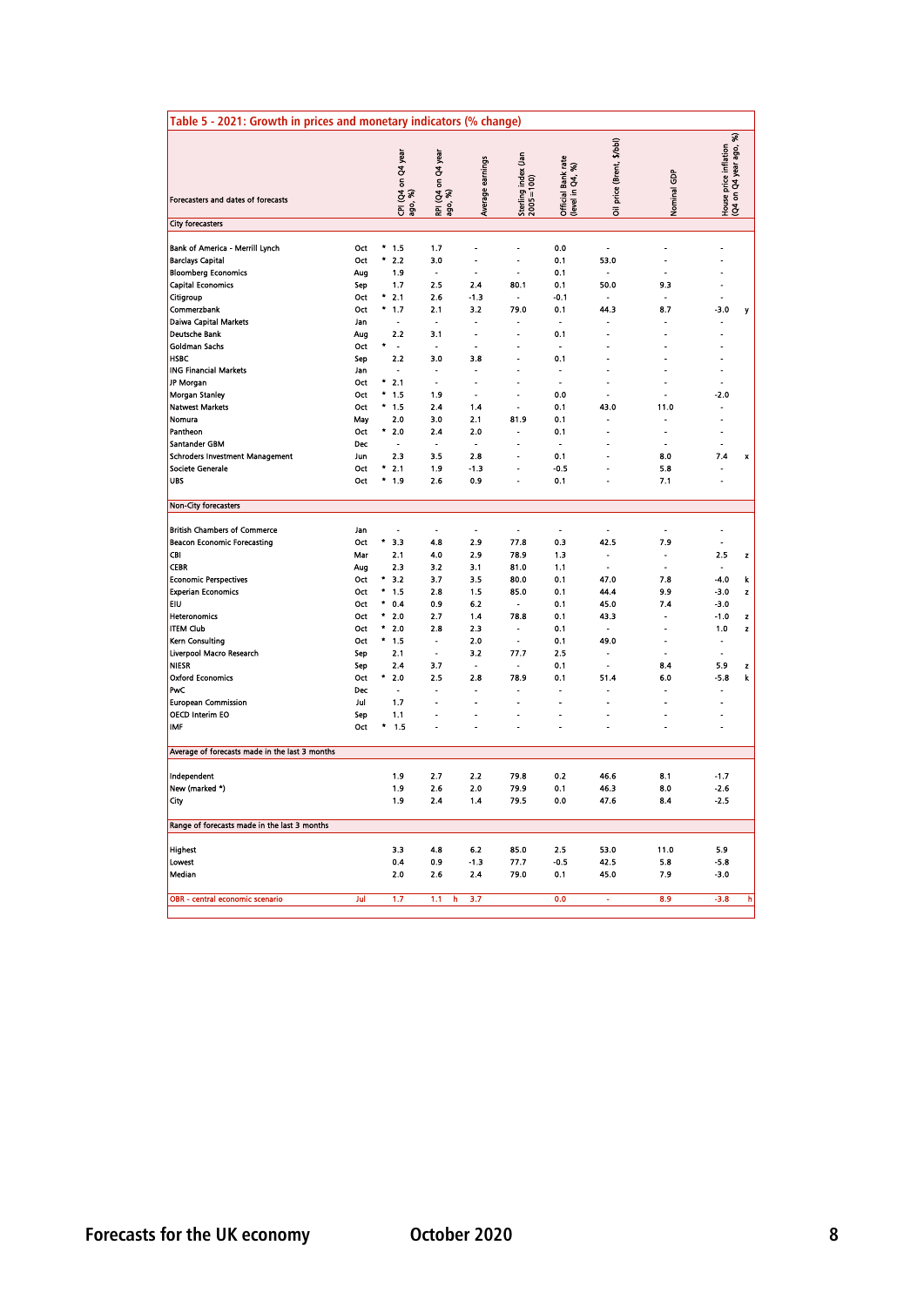## Table 5 - 2021: Growth in prices and monetary indicators (% change)

| Forecasters and dates of forecasts | | | CPI (Q4 on Q4 year ago, %) | RPI (Q4 on Q4 year ago, %) | Average earnings | Sterling index (Jan 2005=100) | Official Bank rate (level in Q4, %) | Oil price (Brent, $/bbl) | Nominal GDP | House price inflation (Q4 on Q4 year ago, %) | |
|---|---|---|---|---|---|---|---|---|---|---|---|
| **City forecasters** | | | | | | | | | | | |
| Bank of America - Merrill Lynch | Oct | * | 1.5 | 1.7 | - | - | 0.0 | - | - | - | |
| Barclays Capital | Oct | * | 2.2 | 3.0 | - | - | 0.1 | 53.0 | - | - | |
| Bloomberg Economics | Aug | | 1.9 | - | - | - | 0.1 | - | - | - | |
| Capital Economics | Sep | | 1.7 | 2.5 | 2.4 | 80.1 | 0.1 | 50.0 | 9.3 | - | |
| Citigroup | Oct | * | 2.1 | 2.6 | -1.3 | - | -0.1 | - | - | - | |
| Commerzbank | Oct | * | 1.7 | 2.1 | 3.2 | 79.0 | 0.1 | 44.3 | 8.7 | -3.0 | y |
| Daiwa Capital Markets | Jan | | - | - | - | - | - | - | - | - | |
| Deutsche Bank | Aug | | 2.2 | 3.1 | - | - | 0.1 | - | - | - | |
| Goldman Sachs | Oct | * | - | - | - | - | - | - | - | - | |
| HSBC | Sep | | 2.2 | 3.0 | 3.8 | - | 0.1 | - | - | - | |
| ING Financial Markets | Jan | | - | - | - | - | - | - | - | - | |
| JP Morgan | Oct | * | 2.1 | - | - | - | - | - | - | - | |
| Morgan Stanley | Oct | * | 1.5 | 1.9 | - | - | 0.0 | - | - | -2.0 | |
| Natwest Markets | Oct | * | 1.5 | 2.4 | 1.4 | - | 0.1 | 43.0 | 11.0 | - | |
| Nomura | May | | 2.0 | 3.0 | 2.1 | 81.9 | 0.1 | - | - | - | |
| Pantheon | Oct | * | 2.0 | 2.4 | 2.0 | - | 0.1 | - | - | - | |
| Santander GBM | Dec | | - | - | - | - | - | - | - | - | |
| Schroders Investment Management | Jun | | 2.3 | 3.5 | 2.8 | - | 0.1 | - | 8.0 | 7.4 | x |
| Societe Generale | Oct | * | 2.1 | 1.9 | -1.3 | - | -0.5 | - | 5.8 | - | |
| UBS | Oct | * | 1.9 | 2.6 | 0.9 | - | 0.1 | - | 7.1 | - | |
| **Non-City forecasters** | | | | | | | | | | | |
| British Chambers of Commerce | Jan | | - | - | - | - | - | - | - | - | |
| Beacon Economic Forecasting | Oct | * | 3.3 | 4.8 | 2.9 | 77.8 | 0.3 | 42.5 | 7.9 | - | |
| CBI | Mar | | 2.1 | 4.0 | 2.9 | 78.9 | 1.3 | - | - | 2.5 | z |
| CEBR | Aug | | 2.3 | 3.2 | 3.1 | 81.0 | 1.1 | - | - | - | |
| Economic Perspectives | Oct | * | 3.2 | 3.7 | 3.5 | 80.0 | 0.1 | 47.0 | 7.8 | -4.0 | k |
| Experian Economics | Oct | * | 1.5 | 2.8 | 1.5 | 85.0 | 0.1 | 44.4 | 9.9 | -3.0 | z |
| EIU | Oct | * | 0.4 | 0.9 | 6.2 | - | 0.1 | 45.0 | 7.4 | -3.0 | |
| Heteronomics | Oct | * | 2.0 | 2.7 | 1.4 | 78.8 | 0.1 | 43.3 | - | -1.0 | z |
| ITEM Club | Oct | * | 2.0 | 2.8 | 2.3 | - | 0.1 | - | - | 1.0 | z |
| Kern Consulting | Oct | * | 1.5 | - | 2.0 | - | 0.1 | 49.0 | - | - | |
| Liverpool Macro Research | Sep | | 2.1 | - | 3.2 | 77.7 | 2.5 | - | - | - | |
| NIESR | Sep | | 2.4 | 3.7 | - | - | 0.1 | - | 8.4 | 5.9 | z |
| Oxford Economics | Oct | * | 2.0 | 2.5 | 2.8 | 78.9 | 0.1 | 51.4 | 6.0 | -5.8 | k |
| PwC | Dec | | - | - | - | - | - | - | - | - | |
| European Commission | Jul | | 1.7 | - | - | - | - | - | - | - | |
| OECD Interim EO | Sep | | 1.1 | - | - | - | - | - | - | - | |
| IMF | Oct | * | 1.5 | - | - | - | - | - | - | - | |
| **Average of forecasts made in the last 3 months** | | | | | | | | | | | |
| Independent | | | 1.9 | 2.7 | 2.2 | 79.8 | 0.2 | 46.6 | 8.1 | -1.7 | |
| New (marked *) | | | 1.9 | 2.6 | 2.0 | 79.9 | 0.1 | 46.3 | 8.0 | -2.6 | |
| City | | | 1.9 | 2.4 | 1.4 | 79.5 | 0.0 | 47.6 | 8.4 | -2.5 | |
| **Range of forecasts made in the last 3 months** | | | | | | | | | | | |
| Highest | | | 3.3 | 4.8 | 6.2 | 85.0 | 2.5 | 53.0 | 11.0 | 5.9 | |
| Lowest | | | 0.4 | 0.9 | -1.3 | 77.7 | -0.5 | 42.5 | 5.8 | -5.8 | |
| Median | | | 2.0 | 2.6 | 2.4 | 79.0 | 0.1 | 45.0 | 7.9 | -3.0 | |
| OBR - central economic scenario | Jul | | 1.7 | 1.1 h | 3.7 | | 0.0 | - | 8.9 | -3.8 | h |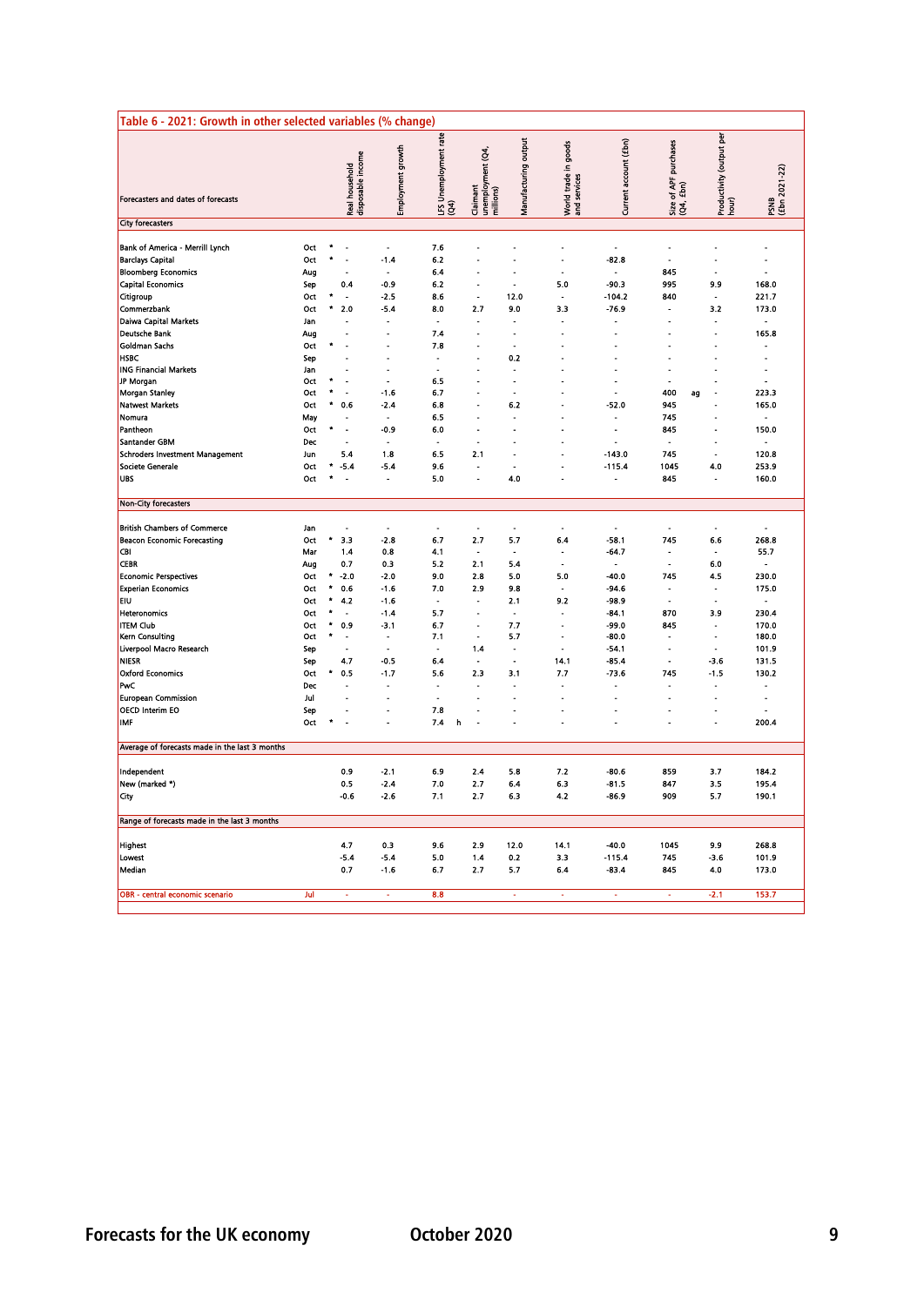## Table 6 - 2021: Growth in other selected variables (% change)

| Forecasters and dates of forecasts | | | Real household disposable income | Employment growth | LFS Unemployment rate (Q4) | Claimant unemployment (Q4, millions) | Manufacturing output | World trade in goods and services | Current account (£bn) | Size of APF purchases (Q4, £bn) | Productivity (output per hour) | PSNB (£bn 2021-22) |
|---|---|---|---|---|---|---|---|---|---|---|---|---|
| **City forecasters** | | | | | | | | | | | | |
| Bank of America - Merrill Lynch | Oct | * | - | - | 7.6 | - | - | - | - | - | - | - |
| Barclays Capital | Oct | * | - | -1.4 | 6.2 | - | - | - | -82.8 | - | - | - |
| Bloomberg Economics | Aug | | - | - | 6.4 | - | - | - | - | 845 | - | - |
| Capital Economics | Sep | | 0.4 | -0.9 | 6.2 | - | - | 5.0 | -90.3 | 995 | 9.9 | 168.0 |
| Citigroup | Oct | * | - | -2.5 | 8.6 | - | 12.0 | - | -104.2 | 840 | - | 221.7 |
| Commerzbank | Oct | * | 2.0 | -5.4 | 8.0 | 2.7 | 9.0 | 3.3 | -76.9 | - | 3.2 | 173.0 |
| Daiwa Capital Markets | Jan | | - | - | - | - | - | - | - | - | - | - |
| Deutsche Bank | Aug | | - | - | 7.4 | - | - | - | - | - | - | 165.8 |
| Goldman Sachs | Oct | * | - | - | 7.8 | - | - | - | - | - | - | - |
| HSBC | Sep | | - | - | - | - | 0.2 | - | - | - | - | - |
| ING Financial Markets | Jan | | - | - | - | - | - | - | - | - | - | - |
| JP Morgan | Oct | * | - | - | 6.5 | - | - | - | - | - | - | - |
| Morgan Stanley | Oct | * | - | -1.6 | 6.7 | - | - | - | - | 400 ag | - | 223.3 |
| Natwest Markets | Oct | * | 0.6 | -2.4 | 6.8 | - | 6.2 | - | -52.0 | 945 | - | 165.0 |
| Nomura | May | | - | - | 6.5 | - | - | - | - | 745 | - | - |
| Pantheon | Oct | * | - | -0.9 | 6.0 | - | - | - | - | 845 | - | 150.0 |
| Santander GBM | Dec | | - | - | - | - | - | - | - | - | - | - |
| Schroders Investment Management | Jun | | 5.4 | 1.8 | 6.5 | 2.1 | - | - | -143.0 | 745 | - | 120.8 |
| Societe Generale | Oct | * | -5.4 | -5.4 | 9.6 | - | - | - | -115.4 | 1045 | 4.0 | 253.9 |
| UBS | Oct | * | - | - | 5.0 | - | 4.0 | - | - | 845 | - | 160.0 |
| **Non-City forecasters** | | | | | | | | | | | | |
| British Chambers of Commerce | Jan | | - | - | - | - | - | - | - | - | - | - |
| Beacon Economic Forecasting | Oct | * | 3.3 | -2.8 | 6.7 | 2.7 | 5.7 | 6.4 | -58.1 | 745 | 6.6 | 268.8 |
| CBI | Mar | | 1.4 | 0.8 | 4.1 | - | - | - | -64.7 | - | - | 55.7 |
| CEBR | Aug | | 0.7 | 0.3 | 5.2 | 2.1 | 5.4 | - | - | - | 6.0 | - |
| Economic Perspectives | Oct | * | -2.0 | -2.0 | 9.0 | 2.8 | 5.0 | 5.0 | -40.0 | 745 | 4.5 | 230.0 |
| Experian Economics | Oct | * | 0.6 | -1.6 | 7.0 | 2.9 | 9.8 | - | -94.6 | - | - | 175.0 |
| EIU | Oct | * | 4.2 | -1.6 | - | - | 2.1 | 9.2 | -98.9 | - | - | - |
| Heteronomics | Oct | * | - | -1.4 | 5.7 | - | - | - | -84.1 | 870 | 3.9 | 230.4 |
| ITEM Club | Oct | * | 0.9 | -3.1 | 6.7 | - | 7.7 | - | -99.0 | 845 | - | 170.0 |
| Kern Consulting | Oct | * | - | - | 7.1 | - | 5.7 | - | -80.0 | - | - | 180.0 |
| Liverpool Macro Research | Sep | | - | - | - | 1.4 | - | - | -54.1 | - | - | 101.9 |
| NIESR | Sep | | 4.7 | -0.5 | 6.4 | - | - | 14.1 | -85.4 | - | -3.6 | 131.5 |
| Oxford Economics | Oct | * | 0.5 | -1.7 | 5.6 | 2.3 | 3.1 | 7.7 | -73.6 | 745 | -1.5 | 130.2 |
| PwC | Dec | | - | - | - | - | - | - | - | - | - | - |
| European Commission | Jul | | - | - | - | - | - | - | - | - | - | - |
| OECD Interim EO | Sep | | - | - | 7.8 | - | - | - | - | - | - | - |
| IMF | Oct | * | - | - | 7.4 h | - | - | - | - | - | - | 200.4 |
| **Average of forecasts made in the last 3 months** | | | | | | | | | | | | |
| Independent | | | 0.9 | -2.1 | 6.9 | 2.4 | 5.8 | 7.2 | -80.6 | 859 | 3.7 | 184.2 |
| New (marked *) | | | 0.5 | -2.4 | 7.0 | 2.7 | 6.4 | 6.3 | -81.5 | 847 | 3.5 | 195.4 |
| City | | | -0.6 | -2.6 | 7.1 | 2.7 | 6.3 | 4.2 | -86.9 | 909 | 5.7 | 190.1 |
| **Range of forecasts made in the last 3 months** | | | | | | | | | | | | |
| Highest | | | 4.7 | 0.3 | 9.6 | 2.9 | 12.0 | 14.1 | -40.0 | 1045 | 9.9 | 268.8 |
| Lowest | | | -5.4 | -5.4 | 5.0 | 1.4 | 0.2 | 3.3 | -115.4 | 745 | -3.6 | 101.9 |
| Median | | | 0.7 | -1.6 | 6.7 | 2.7 | 5.7 | 6.4 | -83.4 | 845 | 4.0 | 173.0 |
| OBR - central economic scenario | Jul | | - | - | 8.8 | | - | - | - | - | -2.1 | 153.7 |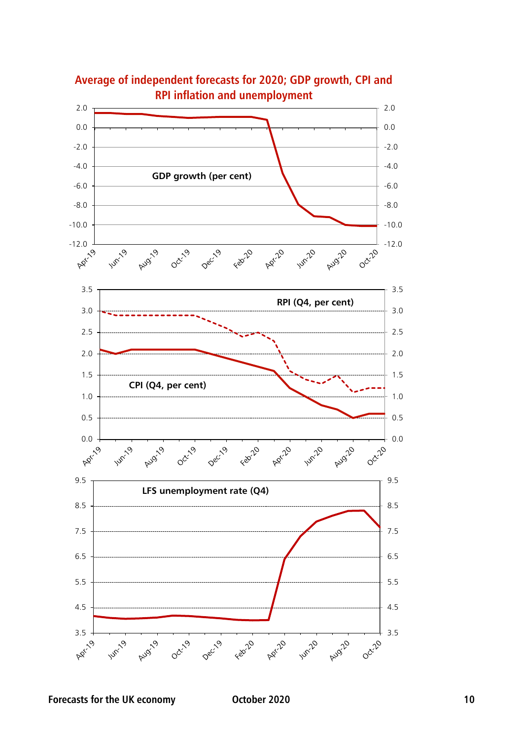## Average of independent forecasts for 2020; GDP growth, CPI and RPI inflation and unemployment

GDP growth (per cent)

RPI (Q4, per cent)

CPI (Q4, per cent)

LFS unemployment rate (Q4)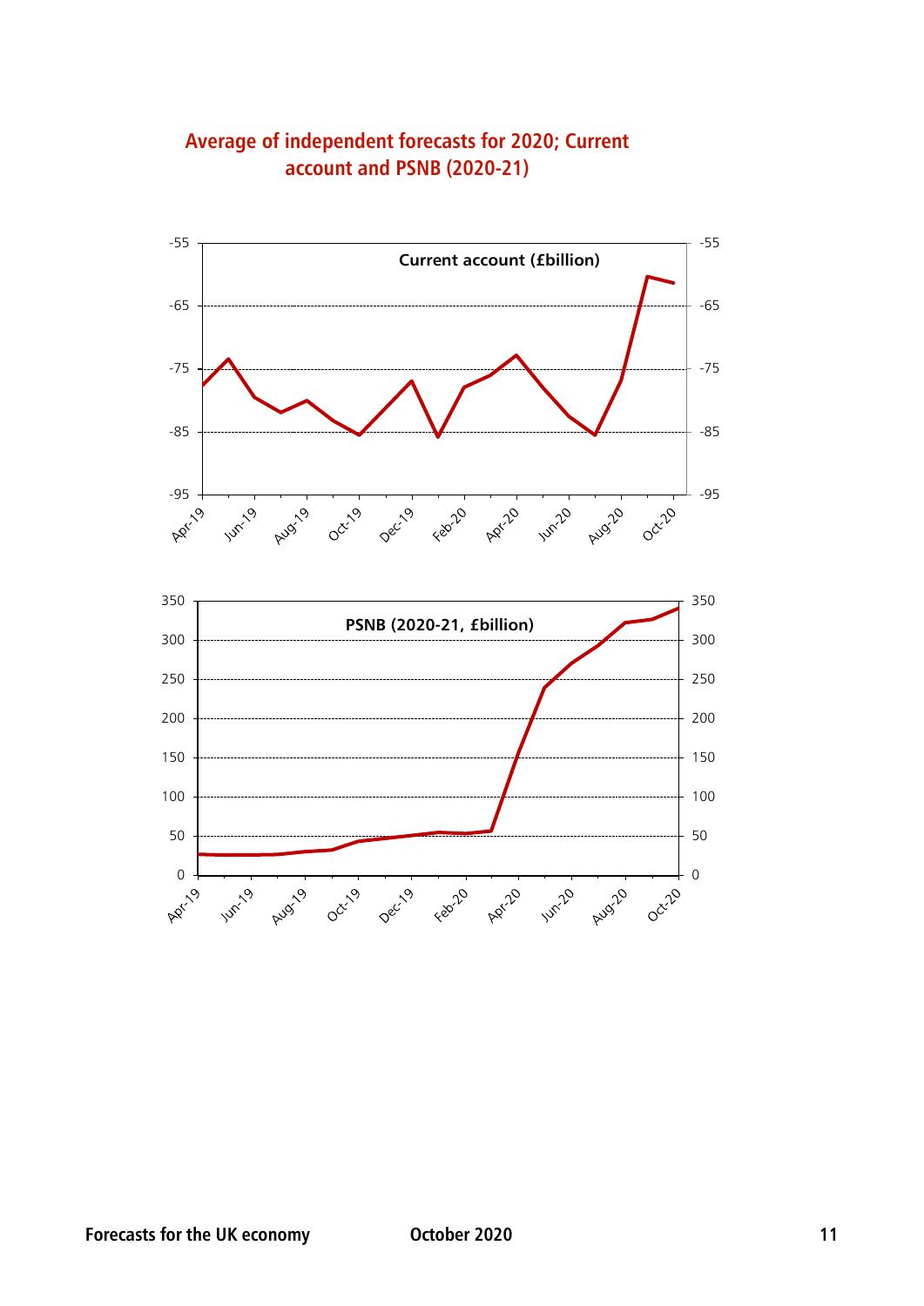## Average of independent forecasts for 2020; Current account and PSNB (2020-21)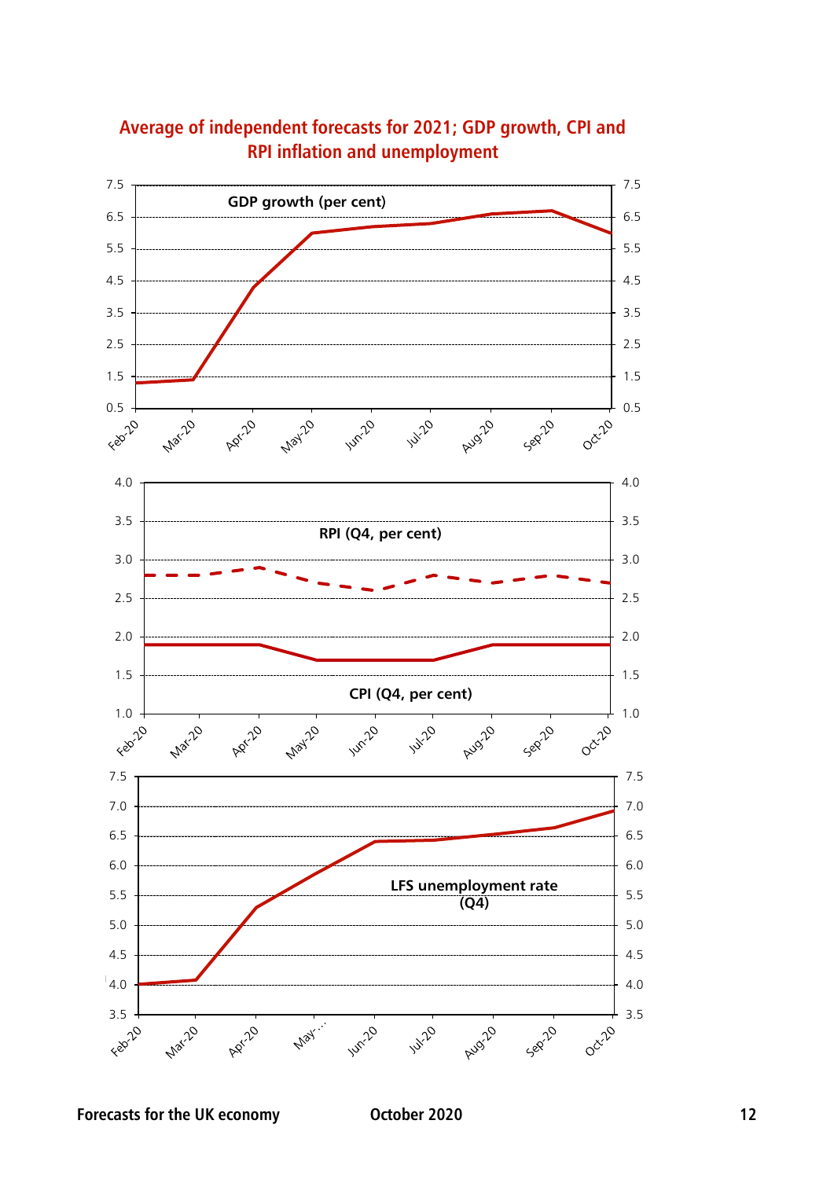## Average of independent forecasts for 2021; GDP growth, CPI and RPI inflation and unemployment

GDP growth (per cent)

RPI (Q4, per cent)

CPI (Q4, per cent)

LFS unemployment rate (Q4)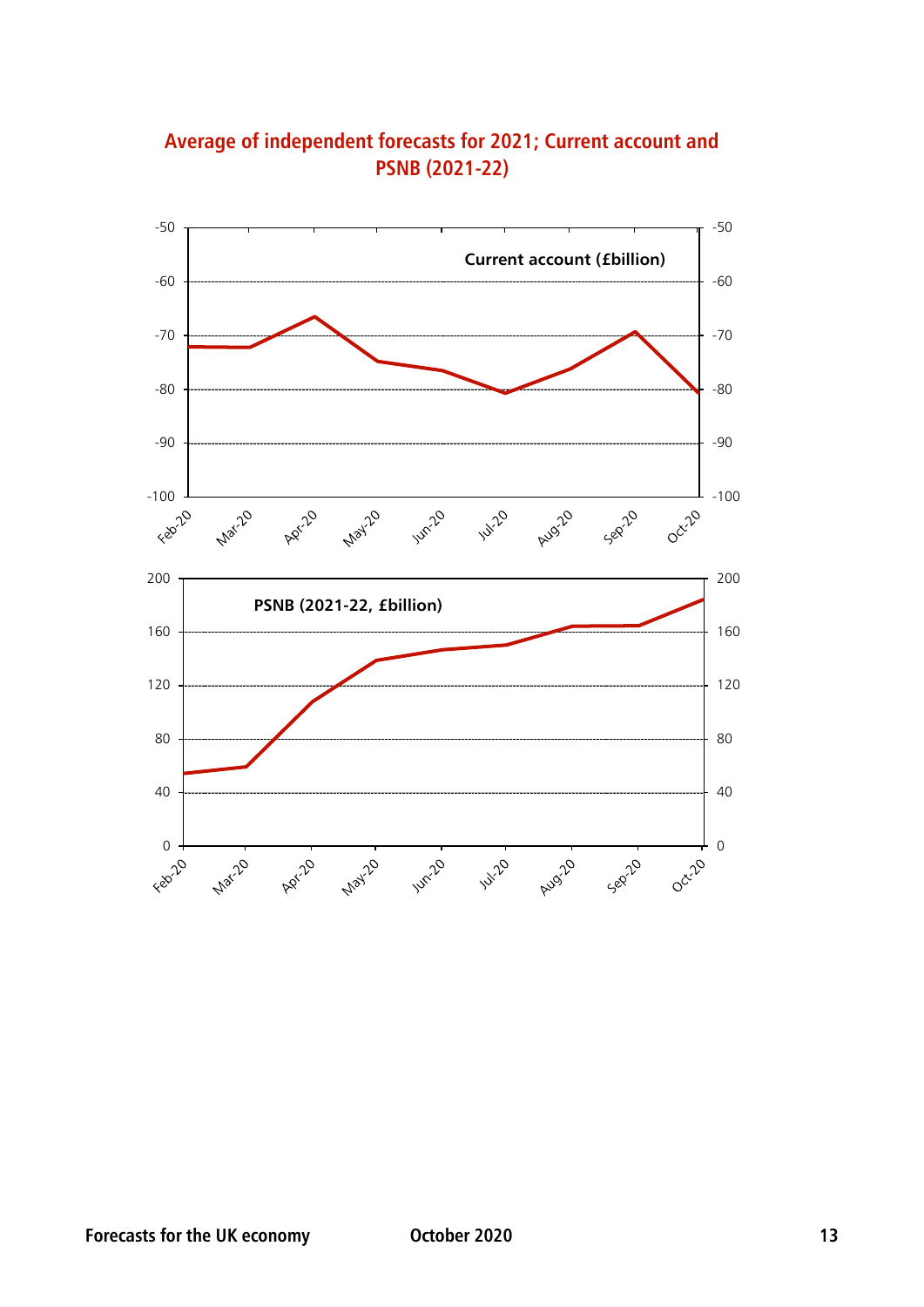## Average of independent forecasts for 2021; Current account and PSNB (2021-22)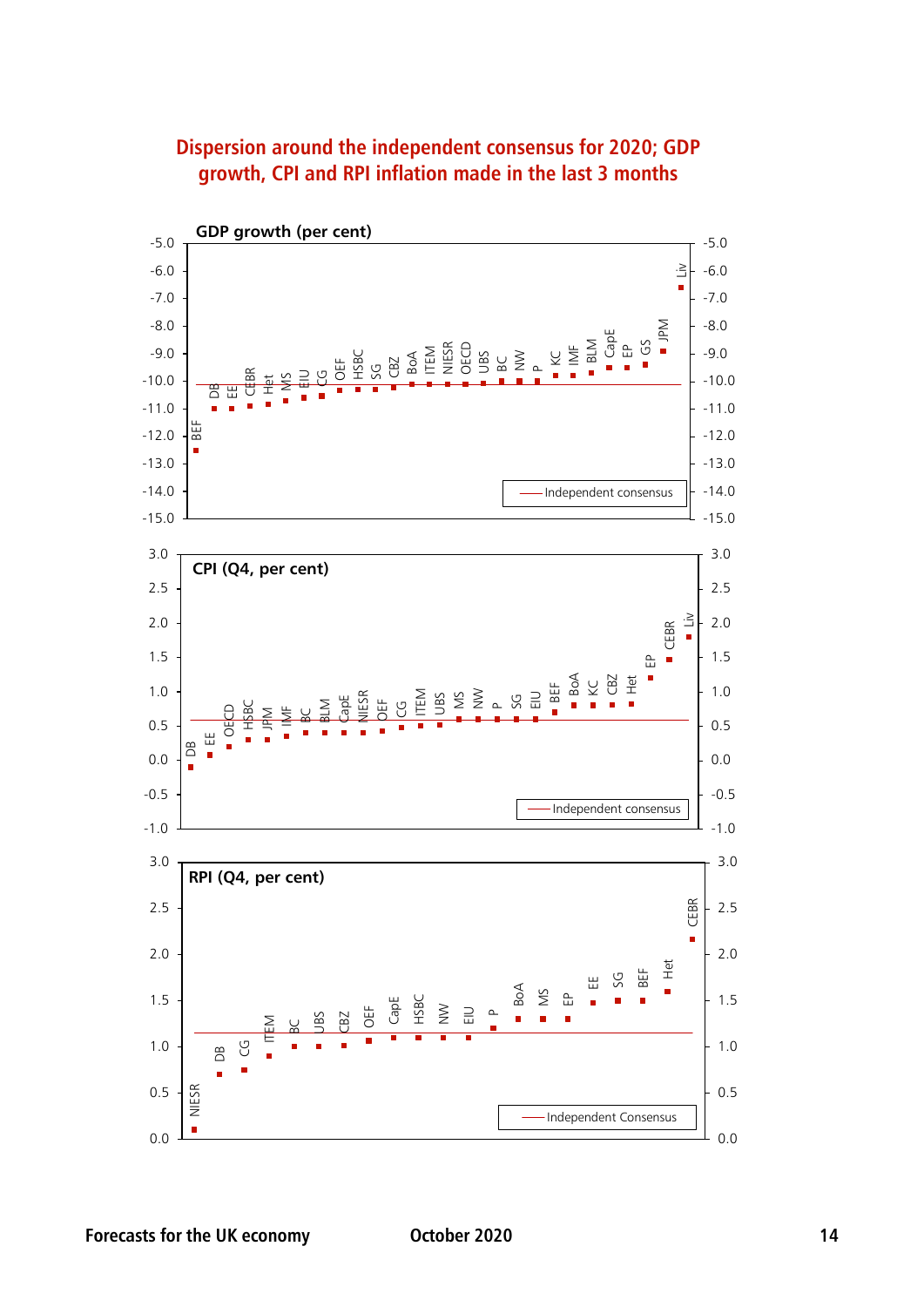## Dispersion around the independent consensus for 2020; GDP growth, CPI and RPI inflation made in the last 3 months

**GDP growth (per cent)**

BEF, DB, EE, CEBR, Het, MS, EIU, CG, OEF, HSBC, SG, CBZ, BoA, ITEM, NIESR, OECD, UBS, BC, NW, P, KC, IMF, BLM, CapE, EP, GS, JPM, Liv

Independent consensus

**CPI (Q4, per cent)**

DB, EE, OECD, HSBC, JPM, IMF, BC, BLM, CapE, NIESR, OEF, CG, ITEM, UBS, MS, NW, P, SG, EIU, BEF, BoA, KC, CBZ, Het, EP, CEBR, Liv

Independent consensus

**RPI (Q4, per cent)**

NIESR, DB, CG, ITEM, BC, UBS, CBZ, OEF, CapE, HSBC, NW, EIU, P, BoA, MS, EP, EE, SG, BEF, Het, CEBR

Independent Consensus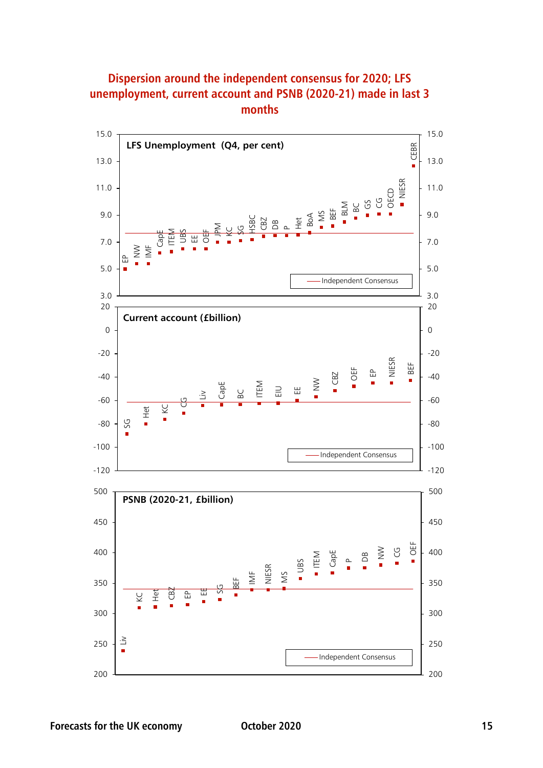## Dispersion around the independent consensus for 2020; LFS unemployment, current account and PSNB (2020-21) made in last 3 months

**LFS Unemployment (Q4, per cent)**

EP, NW, IMF, CapE, ITEM, UBS, EE, OEF, JPM, KC, SG, HSBC, CBZ, DB, P, Het, BoA, MS, BEF, BLM, BC, GS, CG, OECD, NIESR, CEBR

Independent Consensus

**Current account (£billion)**

SG, Het, KC, CG, Liv, CapE, BC, ITEM, EIU, EE, NW, CBZ, OEF, EP, NIESR, BEF

Independent Consensus

**PSNB (2020-21, £billion)**

Liv, KC, Het, CBZ, EP, EE, SG, BEF, IMF, NIESR, MS, UBS, ITEM, CapE, P, DB, NW, CG, OEF

Independent Consensus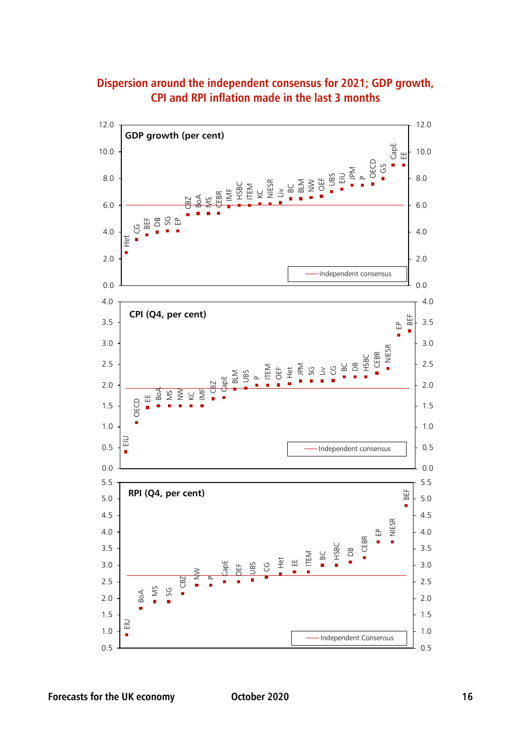## Dispersion around the independent consensus for 2021; GDP growth, CPI and RPI inflation made in the last 3 months

**GDP growth (per cent)**

Het, CG, BEF, DB, SG, EP, CBZ, BoA, MS, CEBR, IMF, HSBC, ITEM, KC, NIESR, Liv, BC, BLM, NW, OEF, UBS, EIU, JPM, P, OECD, GS, CapE, EE

Independent consensus

**CPI (Q4, per cent)**

EIU, OECD, EE, BoA, MS, NW, KC, IMF, CBZ, CapE, BLM, UBS, P, ITEM, OEF, Het, JPM, SG, Liv, CG, BC, DB, HSBC, CEBR, NIESR, EP, BEF

Independent consensus

**RPI (Q4, per cent)**

EIU, BoA, MS, SG, CBZ, NW, P, CapE, OEF, UBS, CG, Het, EE, ITEM, BC, HSBC, DB, CEBR, EP, NIESR, BEF

Independent Consensus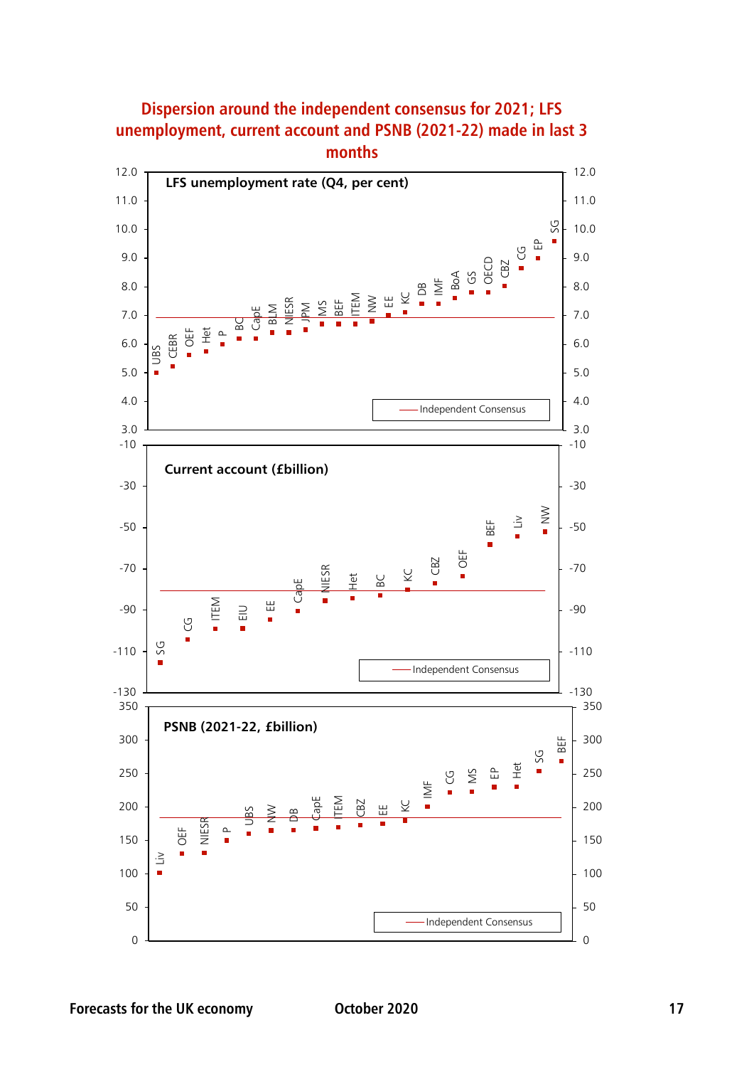## Dispersion around the independent consensus for 2021; LFS unemployment, current account and PSNB (2021-22) made in last 3 months

**LFS unemployment rate (Q4, per cent)**

UBS, CEBR, OEF, Het, P, BC, CapE, BLM, NIESR, JPM, MS, BEF, ITEM, NW, EE, KC, DB, IMF, BoA, GS, OECD, CBZ, CG, EP, SG

Independent Consensus

**Current account (£billion)**

SG, CG, ITEM, EIU, EE, CapE, NIESR, Het, BC, KC, CBZ, OEF, BEF, Liv, NW

Independent Consensus

**PSNB (2021-22, £billion)**

Liv, OEF, NIESR, P, UBS, NW, DB, CapE, ITEM, CBZ, EE, KC, IMF, CG, MS, EP, Het, SG, BEF

Independent Consensus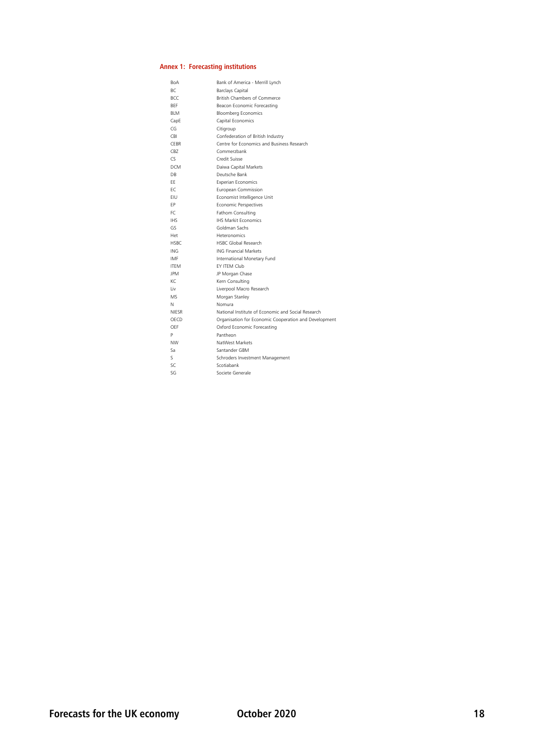## Annex 1: Forecasting institutions

| | |
|---|---|
| BoA | Bank of America - Merrill Lynch |
| BC | Barclays Capital |
| BCC | British Chambers of Commerce |
| BEF | Beacon Economic Forecasting |
| BLM | Bloomberg Economics |
| CapE | Capital Economics |
| CG | Citigroup |
| CBI | Confederation of British Industry |
| CEBR | Centre for Economics and Business Research |
| CBZ | Commerzbank |
| CS | Credit Suisse |
| DCM | Daiwa Capital Markets |
| DB | Deutsche Bank |
| EE | Experian Economics |
| EC | European Commission |
| EIU | Economist Intelligence Unit |
| EP | Economic Perspectives |
| FC | Fathom Consulting |
| IHS | IHS Markit Economics |
| GS | Goldman Sachs |
| Het | Heteronomics |
| HSBC | HSBC Global Research |
| ING | ING Financial Markets |
| IMF | International Monetary Fund |
| ITEM | EY ITEM Club |
| JPM | JP Morgan Chase |
| KC | Kern Consulting |
| Liv | Liverpool Macro Research |
| MS | Morgan Stanley |
| N | Nomura |
| NIESR | National Institute of Economic and Social Research |
| OECD | Organisation for Economic Cooperation and Development |
| OEF | Oxford Economic Forecasting |
| P | Pantheon |
| NW | NatWest Markets |
| Sa | Santander GBM |
| S | Schroders Investment Management |
| SC | Scotiabank |
| SG | Societe Generale |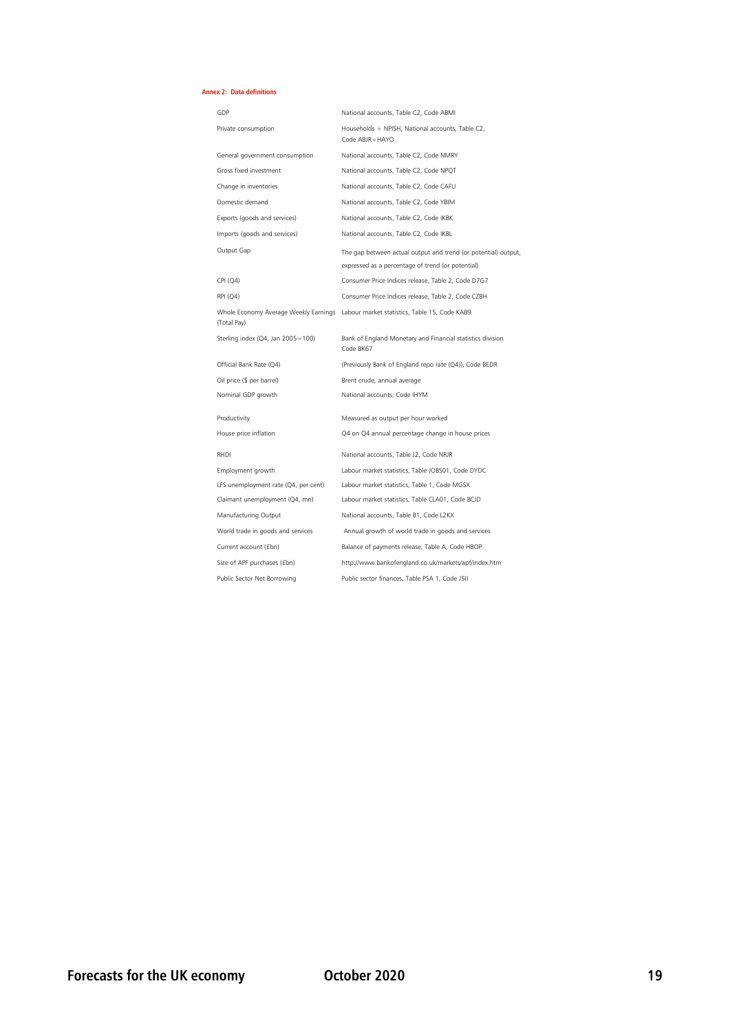### Annex 2: Data definitions

| | |
|---|---|
| GDP | National accounts, Table C2, Code ABMI |
| Private consumption | Households + NPISH, National accounts, Table C2, Code ABJR+HAYO |
| General government consumption | National accounts, Table C2, Code NMRY |
| Gross fixed investment | National accounts, Table C2, Code NPQT |
| Change in inventories | National accounts, Table C2, Code CAFU |
| Domestic demand | National accounts, Table C2, Code YBIM |
| Exports (goods and services) | National accounts, Table C2, Code IKBK |
| Imports (goods and services) | National accounts, Table C2, Code IKBL |
| Output Gap | The gap between actual output and trend (or potential) output, expressed as a percentage of trend (or potential) |
| CPI (Q4) | Consumer Price Indices release, Table 2, Code D7G7 |
| RPI (Q4) | Consumer Price Indices release, Table 2, Code CZBH |
| Whole Economy Average Weekly Earnings (Total Pay) | Labour market statistics, Table 15, Code KAB9 |
| Sterling index (Q4, Jan 2005=100) | Bank of England Monetary and Financial statistics division Code BK67 |
| Official Bank Rate (Q4) | (Previously Bank of England repo rate (Q4)), Code BEDR |
| Oil price ($ per barrel) | Brent crude, annual average |
| Nominal GDP growth | National accounts, Code IHYM |
| Productivity | Measured as output per hour worked |
| House price inflation | Q4 on Q4 annual percentage change in house prices |
| RHDI | National accounts, Table J2, Code NRJR |
| Employment growth | Labour market statistics, Table JOBS01, Code DYDC |
| LFS unemployment rate (Q4, per cent) | Labour market statistics, Table 1, Code MGSX |
| Claimant unemployment (Q4, mn) | Labour market statistics, Table CLA01, Code BCJD |
| Manufacturing Output | National accounts, Table B1, Code L2KX |
| World trade in goods and services | Annual growth of world trade in goods and services |
| Current account (£bn) | Balance of payments release, Table A, Code HBOP |
| Size of APF purchases (£bn) | http://www.bankofengland.co.uk/markets/apf/index.htm |
| Public Sector Net Borrowing | Public sector finances, Table PSA 1, Code J5II |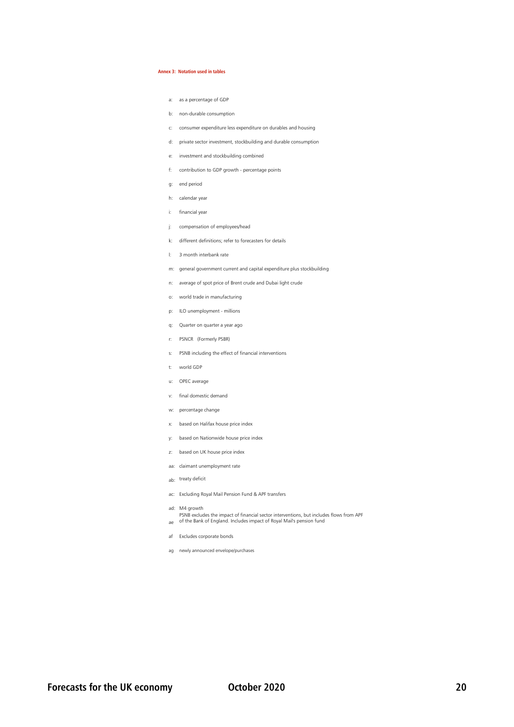### Annex 3: Notation used in tables

- a: as a percentage of GDP
- b: non-durable consumption
- c: consumer expenditure less expenditure on durables and housing
- d: private sector investment, stockbuilding and durable consumption
- e: investment and stockbuilding combined
- f: contribution to GDP growth - percentage points
- g: end period
- h: calendar year
- i: financial year
- j: compensation of employees/head
- k: different definitions; refer to forecasters for details
- l: 3 month interbank rate
- m: general government current and capital expenditure plus stockbuilding
- n: average of spot price of Brent crude and Dubai light crude
- o: world trade in manufacturing
- p: ILO unemployment - millions
- q: Quarter on quarter a year ago
- r: PSNCR (Formerly PSBR)
- s: PSNB including the effect of financial interventions
- t: world GDP
- u: OPEC average
- v: final domestic demand
- w: percentage change
- x: based on Halifax house price index
- y: based on Nationwide house price index
- z: based on UK house price index
- aa: claimant unemployment rate
- ab: treaty deficit
- ac: Excluding Royal Mail Pension Fund & APF transfers
- ad: M4 growth
- ae: PSNB excludes the impact of financial sector interventions, but includes flows from APF of the Bank of England. Includes impact of Royal Mail's pension fund
- af: Excludes corporate bonds
- ag: newly announced envelope/purchases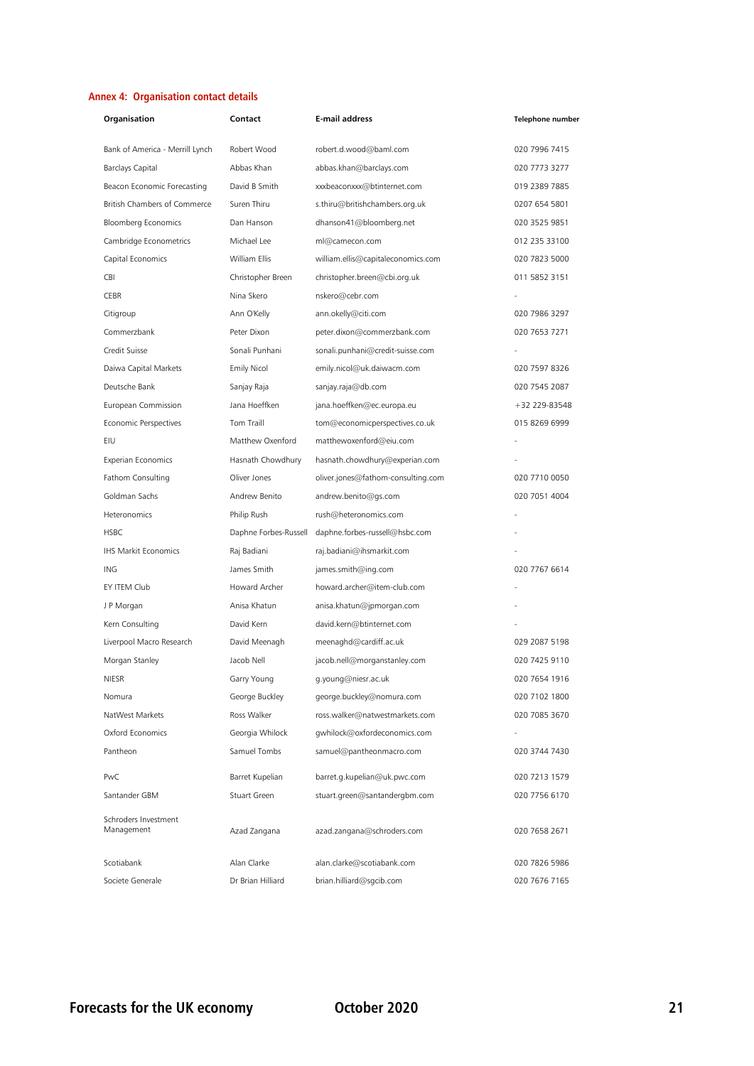## Annex 4: Organisation contact details

| Organisation | Contact | E-mail address | Telephone number |
|---|---|---|---|
| Bank of America - Merrill Lynch | Robert Wood | robert.d.wood@baml.com | 020 7996 7415 |
| Barclays Capital | Abbas Khan | abbas.khan@barclays.com | 020 7773 3277 |
| Beacon Economic Forecasting | David B Smith | xxxbeaconxxx@btinternet.com | 019 2389 7885 |
| British Chambers of Commerce | Suren Thiru | s.thiru@britishchambers.org.uk | 0207 654 5801 |
| Bloomberg Economics | Dan Hanson | dhanson41@bloomberg.net | 020 3525 9851 |
| Cambridge Econometrics | Michael Lee | ml@camecon.com | 012 235 33100 |
| Capital Economics | William Ellis | william.ellis@capitaleconomics.com | 020 7823 5000 |
| CBI | Christopher Breen | christopher.breen@cbi.org.uk | 011 5852 3151 |
| CEBR | Nina Skero | nskero@cebr.com | - |
| Citigroup | Ann O'Kelly | ann.okelly@citi.com | 020 7986 3297 |
| Commerzbank | Peter Dixon | peter.dixon@commerzbank.com | 020 7653 7271 |
| Credit Suisse | Sonali Punhani | sonali.punhani@credit-suisse.com | - |
| Daiwa Capital Markets | Emily Nicol | emily.nicol@uk.daiwacm.com | 020 7597 8326 |
| Deutsche Bank | Sanjay Raja | sanjay.raja@db.com | 020 7545 2087 |
| European Commission | Jana Hoeffken | jana.hoeffken@ec.europa.eu | +32 229-83548 |
| Economic Perspectives | Tom Traill | tom@economicperspectives.co.uk | 015 8269 6999 |
| EIU | Matthew Oxenford | matthewoxenford@eiu.com | - |
| Experian Economics | Hasnath Chowdhury | hasnath.chowdhury@experian.com | - |
| Fathom Consulting | Oliver Jones | oliver.jones@fathom-consulting.com | 020 7710 0050 |
| Goldman Sachs | Andrew Benito | andrew.benito@gs.com | 020 7051 4004 |
| Heteronomics | Philip Rush | rush@heteronomics.com | - |
| HSBC | Daphne Forbes-Russell | daphne.forbes-russell@hsbc.com | - |
| IHS Markit Economics | Raj Badiani | raj.badiani@ihsmarkit.com | - |
| ING | James Smith | james.smith@ing.com | 020 7767 6614 |
| EY ITEM Club | Howard Archer | howard.archer@item-club.com | - |
| J P Morgan | Anisa Khatun | anisa.khatun@jpmorgan.com | - |
| Kern Consulting | David Kern | david.kern@btinternet.com | - |
| Liverpool Macro Research | David Meenagh | meenaghd@cardiff.ac.uk | 029 2087 5198 |
| Morgan Stanley | Jacob Nell | jacob.nell@morganstanley.com | 020 7425 9110 |
| NIESR | Garry Young | g.young@niesr.ac.uk | 020 7654 1916 |
| Nomura | George Buckley | george.buckley@nomura.com | 020 7102 1800 |
| NatWest Markets | Ross Walker | ross.walker@natwestmarkets.com | 020 7085 3670 |
| Oxford Economics | Georgia Whilock | gwhilock@oxfordeconomics.com | - |
| Pantheon | Samuel Tombs | samuel@pantheonmacro.com | 020 3744 7430 |
| PwC | Barret Kupelian | barret.g.kupelian@uk.pwc.com | 020 7213 1579 |
| Santander GBM | Stuart Green | stuart.green@santandergbm.com | 020 7756 6170 |
| Schroders Investment Management | Azad Zangana | azad.zangana@schroders.com | 020 7658 2671 |
| Scotiabank | Alan Clarke | alan.clarke@scotiabank.com | 020 7826 5986 |
| Societe Generale | Dr Brian Hilliard | brian.hilliard@sgcib.com | 020 7676 7165 |